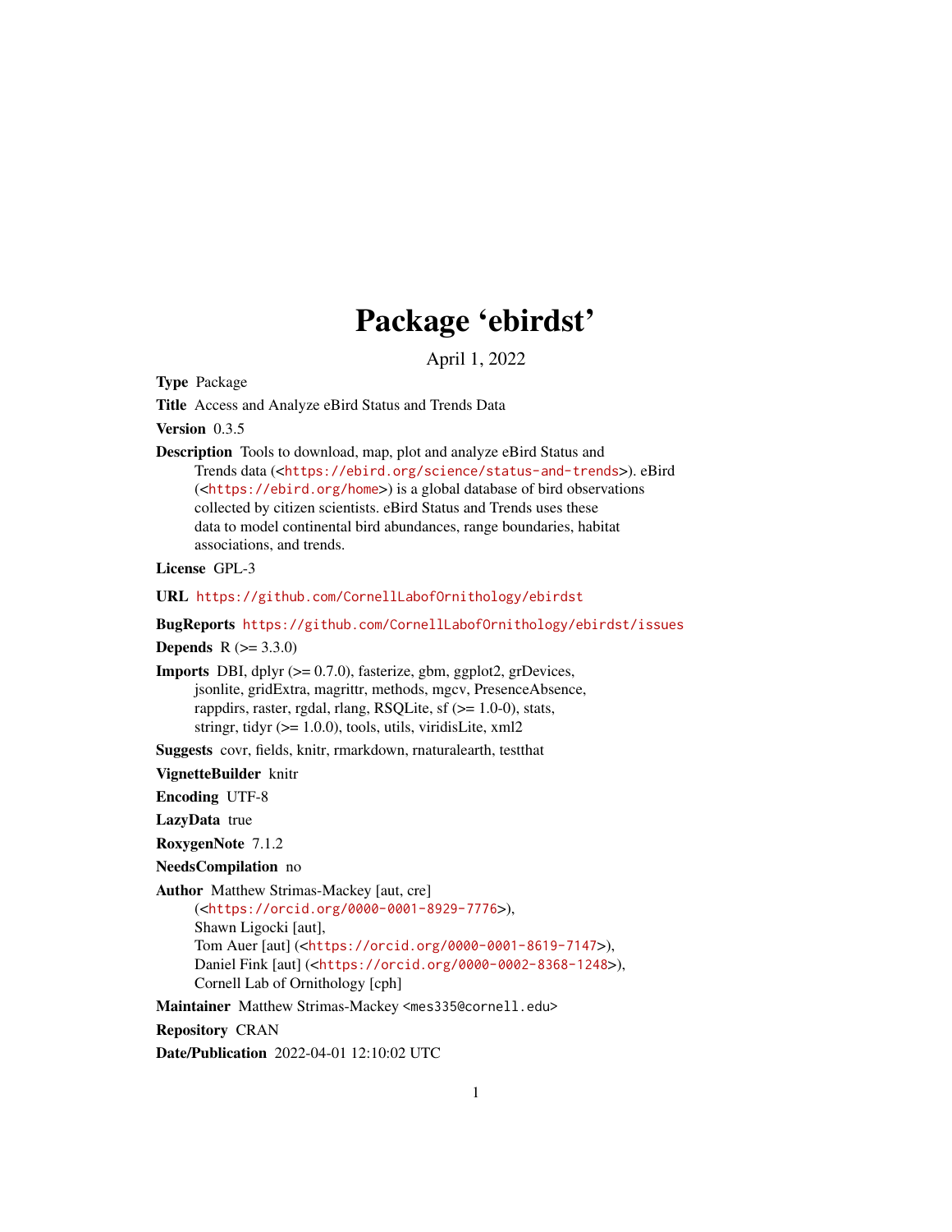# Package 'ebirdst'

April 1, 2022

**Type** Package

**Title** Access and Analyze eBird Status and Trends Data

**Version** 0.3.5

**Description** Tools to download, map, plot and analyze eBird Status and Trends data (<https://ebird.org/science/status-and-trends>). eBird (<https://ebird.org/home>) is a global database of bird observations collected by citizen scientists. eBird Status and Trends uses these data to model continental bird abundances, range boundaries, habitat associations, and trends.

**License** GPL-3

**URL** https://github.com/CornellLabofOrnithology/ebirdst

**BugReports** https://github.com/CornellLabofOrnithology/ebirdst/issues

**Depends** R (>= 3.3.0)

**Imports** DBI, dplyr (>= 0.7.0), fasterize, gbm, ggplot2, grDevices, jsonlite, gridExtra, magrittr, methods, mgcv, PresenceAbsence, rappdirs, raster, rgdal, rlang, RSQLite, sf (>= 1.0-0), stats, stringr, tidyr (>= 1.0.0), tools, utils, viridisLite, xml2

**Suggests** covr, fields, knitr, rmarkdown, rnaturalearth, testthat

**VignetteBuilder** knitr

**Encoding** UTF-8

**LazyData** true

**RoxygenNote** 7.1.2

**NeedsCompilation** no

**Author** Matthew Strimas-Mackey [aut, cre] (<https://orcid.org/0000-0001-8929-7776>), Shawn Ligocki [aut], Tom Auer [aut] (<https://orcid.org/0000-0001-8619-7147>), Daniel Fink [aut] (<https://orcid.org/0000-0002-8368-1248>), Cornell Lab of Ornithology [cph]

**Maintainer** Matthew Strimas-Mackey <mes335@cornell.edu>

**Repository** CRAN

**Date/Publication** 2022-04-01 12:10:02 UTC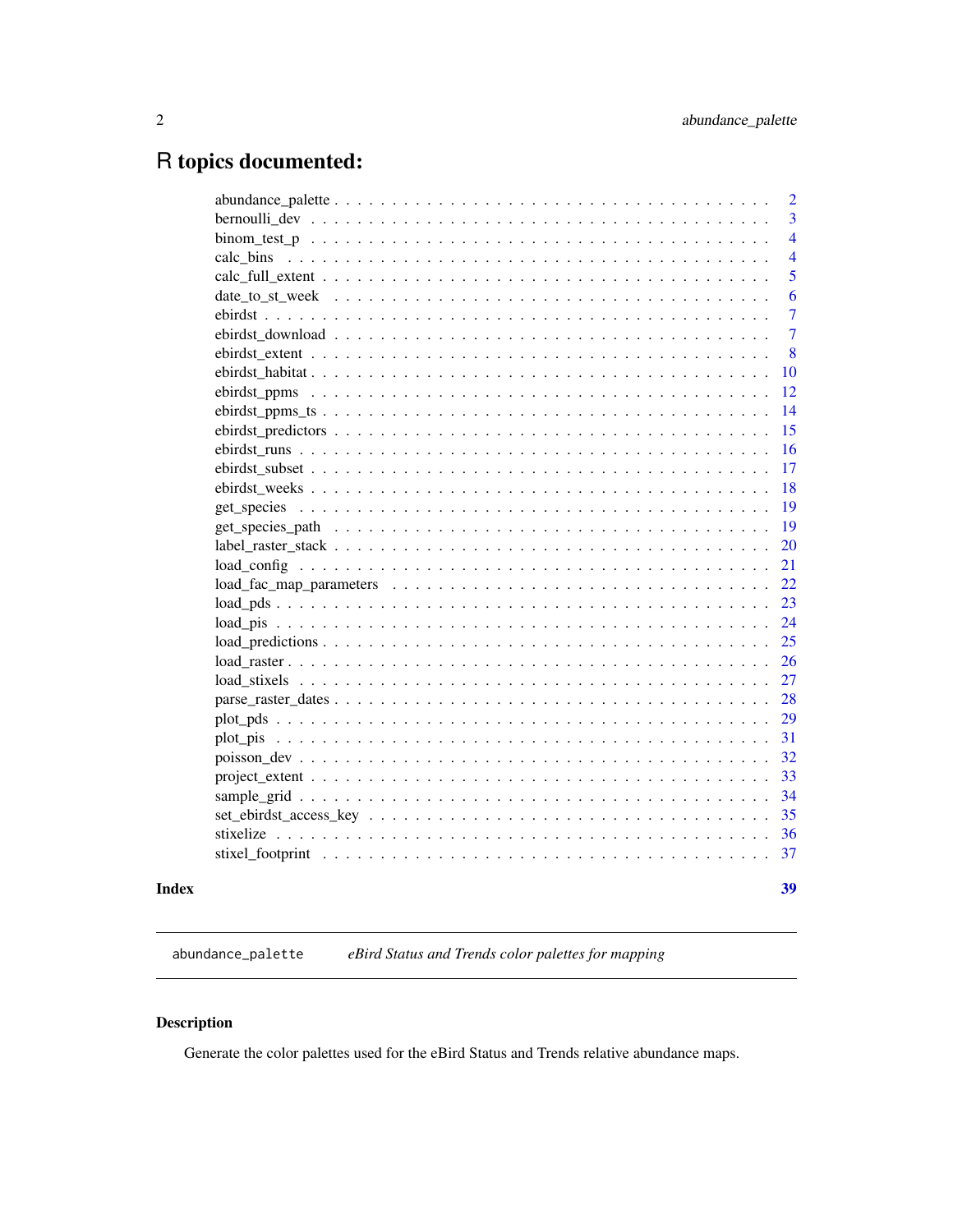# R topics documented:

| | |
|---|---|
| abundance_palette | 2 |
| bernoulli_dev | 3 |
| binom_test_p | 4 |
| calc_bins | 4 |
| calc_full_extent | 5 |
| date_to_st_week | 6 |
| ebirdst | 7 |
| ebirdst_download | 7 |
| ebirdst_extent | 8 |
| ebirdst_habitat | 10 |
| ebirdst_ppms | 12 |
| ebirdst_ppms_ts | 14 |
| ebirdst_predictors | 15 |
| ebirdst_runs | 16 |
| ebirdst_subset | 17 |
| ebirdst_weeks | 18 |
| get_species | 19 |
| get_species_path | 19 |
| label_raster_stack | 20 |
| load_config | 21 |
| load_fac_map_parameters | 22 |
| load_pds | 23 |
| load_pis | 24 |
| load_predictions | 25 |
| load_raster | 26 |
| load_stixels | 27 |
| parse_raster_dates | 28 |
| plot_pds | 29 |
| plot_pis | 31 |
| poisson_dev | 32 |
| project_extent | 33 |
| sample_grid | 34 |
| set_ebirdst_access_key | 35 |
| stixelize | 36 |
| stixel_footprint | 37 |
| **Index** | **39** |

---

`abundance_palette` *eBird Status and Trends color palettes for mapping*

---

## Description

Generate the color palettes used for the eBird Status and Trends relative abundance maps.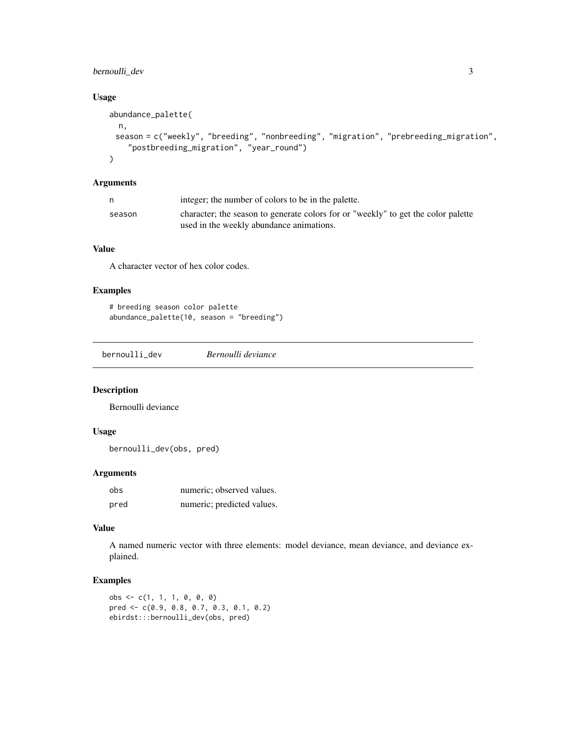### Usage

```
abundance_palette(
  n,
  season = c("weekly", "breeding", "nonbreeding", "migration", "prebreeding_migration",
    "postbreeding_migration", "year_round")
)
```

### Arguments

| | |
|---|---|
| n | integer; the number of colors to be in the palette. |
| season | character; the season to generate colors for or "weekly" to get the color palette used in the weekly abundance animations. |

### Value

A character vector of hex color codes.

### Examples

```
# breeding season color palette
abundance_palette(10, season = "breeding")
```

## bernoulli_dev *Bernoulli deviance*

### Description

Bernoulli deviance

### Usage

```
bernoulli_dev(obs, pred)
```

### Arguments

| | |
|---|---|
| obs | numeric; observed values. |
| pred | numeric; predicted values. |

### Value

A named numeric vector with three elements: model deviance, mean deviance, and deviance explained.

### Examples

```
obs <- c(1, 1, 1, 0, 0, 0)
pred <- c(0.9, 0.8, 0.7, 0.3, 0.1, 0.2)
ebirdst:::bernoulli_dev(obs, pred)
```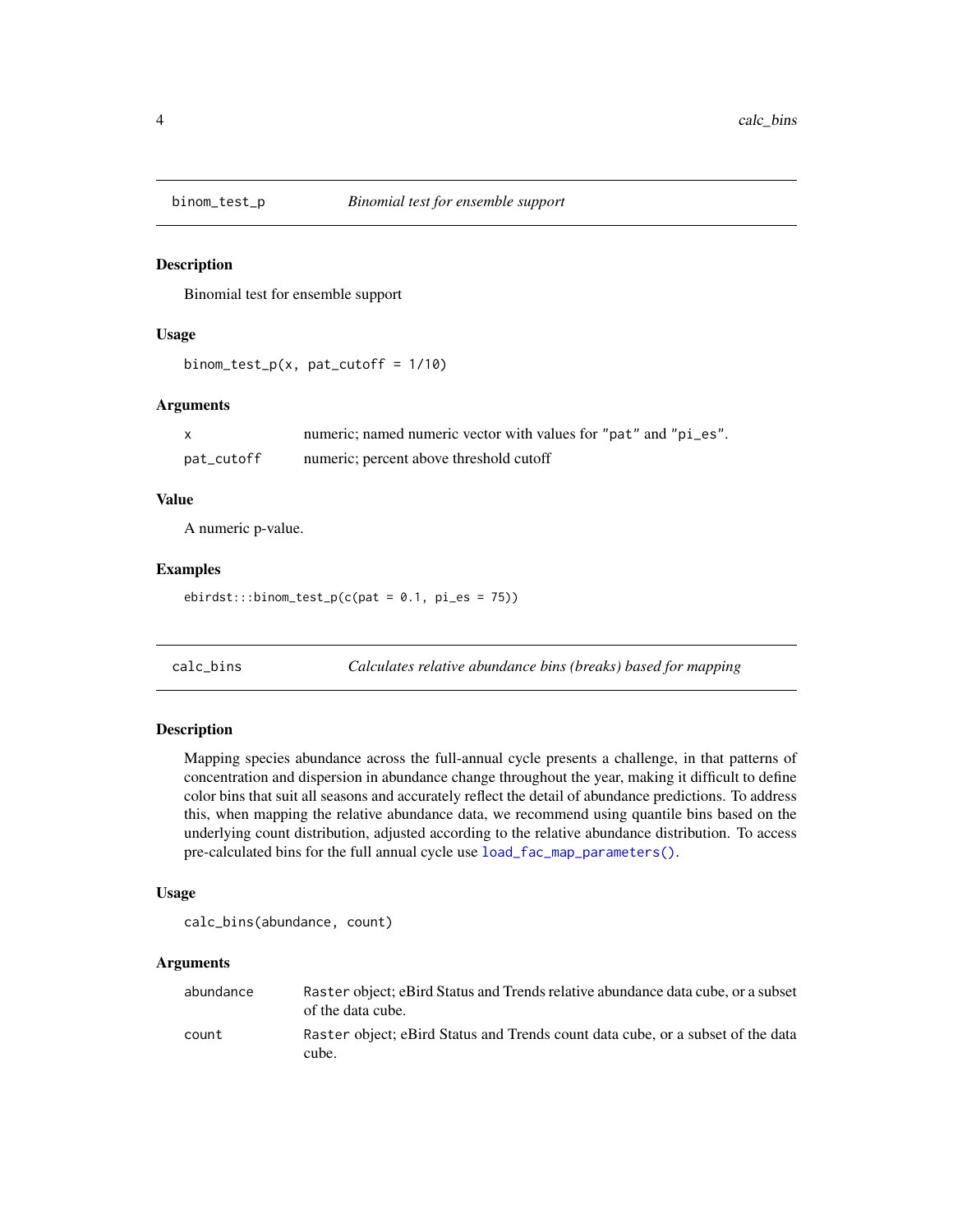## binom_test_p — *Binomial test for ensemble support*

### Description

Binomial test for ensemble support

### Usage

```
binom_test_p(x, pat_cutoff = 1/10)
```

### Arguments

| | |
|---|---|
| x | numeric; named numeric vector with values for "pat" and "pi_es". |
| pat_cutoff | numeric; percent above threshold cutoff |

### Value

A numeric p-value.

### Examples

```
ebirdst:::binom_test_p(c(pat = 0.1, pi_es = 75))
```

## calc_bins — *Calculates relative abundance bins (breaks) based for mapping*

### Description

Mapping species abundance across the full-annual cycle presents a challenge, in that patterns of concentration and dispersion in abundance change throughout the year, making it difficult to define color bins that suit all seasons and accurately reflect the detail of abundance predictions. To address this, when mapping the relative abundance data, we recommend using quantile bins based on the underlying count distribution, adjusted according to the relative abundance distribution. To access pre-calculated bins for the full annual cycle use `load_fac_map_parameters()`.

### Usage

```
calc_bins(abundance, count)
```

### Arguments

| | |
|---|---|
| abundance | `Raster` object; eBird Status and Trends relative abundance data cube, or a subset of the data cube. |
| count | `Raster` object; eBird Status and Trends count data cube, or a subset of the data cube. |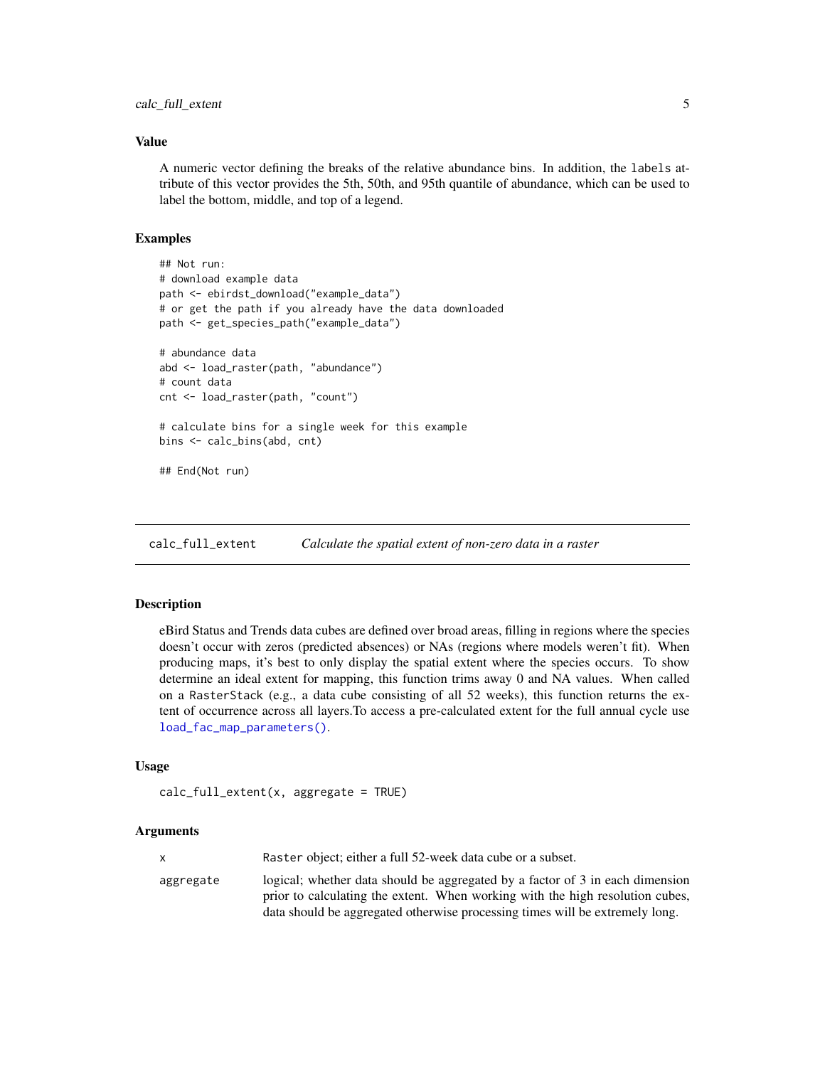### Value

A numeric vector defining the breaks of the relative abundance bins. In addition, the `labels` attribute of this vector provides the 5th, 50th, and 95th quantile of abundance, which can be used to label the bottom, middle, and top of a legend.

### Examples

```
## Not run:
# download example data
path <- ebirdst_download("example_data")
# or get the path if you already have the data downloaded
path <- get_species_path("example_data")

# abundance data
abd <- load_raster(path, "abundance")
# count data
cnt <- load_raster(path, "count")

# calculate bins for a single week for this example
bins <- calc_bins(abd, cnt)

## End(Not run)
```

---

## calc_full_extent — *Calculate the spatial extent of non-zero data in a raster*

### Description

eBird Status and Trends data cubes are defined over broad areas, filling in regions where the species doesn't occur with zeros (predicted absences) or NAs (regions where models weren't fit). When producing maps, it's best to only display the spatial extent where the species occurs. To show determine an ideal extent for mapping, this function trims away 0 and NA values. When called on a `RasterStack` (e.g., a data cube consisting of all 52 weeks), this function returns the extent of occurrence across all layers.To access a pre-calculated extent for the full annual cycle use `load_fac_map_parameters()`.

### Usage

```
calc_full_extent(x, aggregate = TRUE)
```

### Arguments

| | |
|---|---|
| `x` | `Raster` object; either a full 52-week data cube or a subset. |
| `aggregate` | logical; whether data should be aggregated by a factor of 3 in each dimension prior to calculating the extent. When working with the high resolution cubes, data should be aggregated otherwise processing times will be extremely long. |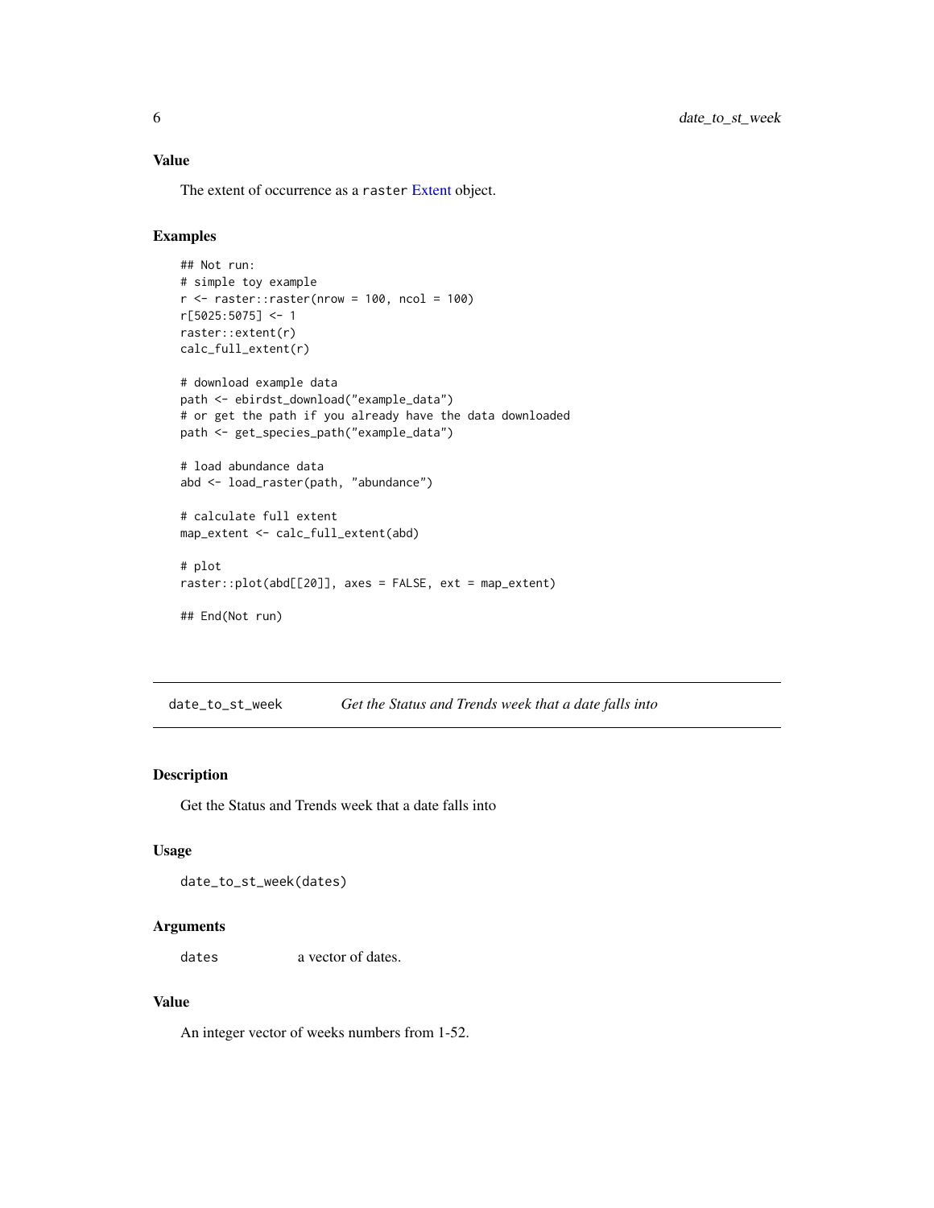### Value

The extent of occurrence as a `raster` Extent object.

### Examples

```
## Not run:
# simple toy example
r <- raster::raster(nrow = 100, ncol = 100)
r[5025:5075] <- 1
raster::extent(r)
calc_full_extent(r)

# download example data
path <- ebirdst_download("example_data")
# or get the path if you already have the data downloaded
path <- get_species_path("example_data")

# load abundance data
abd <- load_raster(path, "abundance")

# calculate full extent
map_extent <- calc_full_extent(abd)

# plot
raster::plot(abd[[20]], axes = FALSE, ext = map_extent)

## End(Not run)
```

---

## `date_to_st_week` *Get the Status and Trends week that a date falls into*

---

### Description

Get the Status and Trends week that a date falls into

### Usage

```
date_to_st_week(dates)
```

### Arguments

| | |
|---|---|
| `dates` | a vector of dates. |

### Value

An integer vector of weeks numbers from 1-52.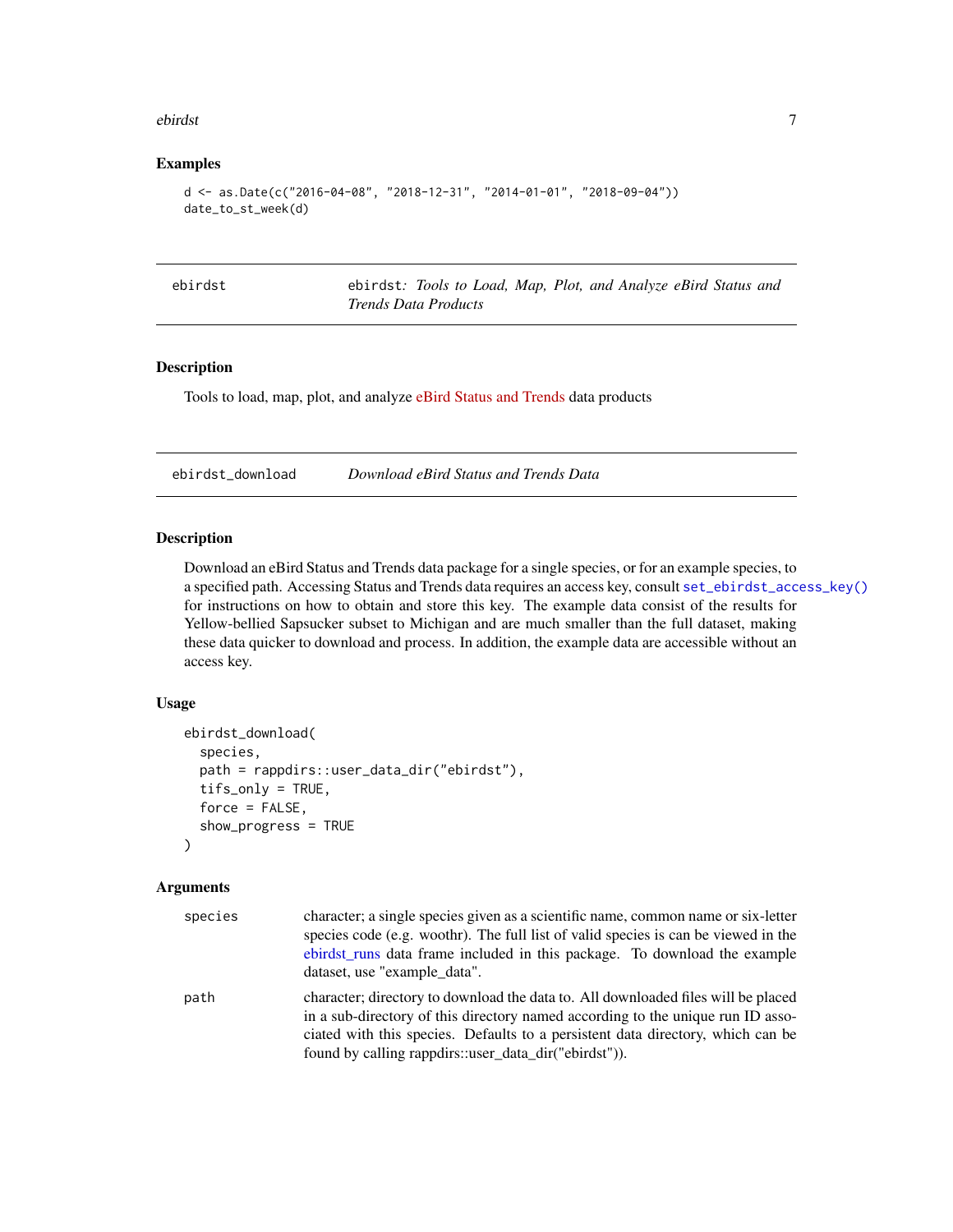### Examples

```
d <- as.Date(c("2016-04-08", "2018-12-31", "2014-01-01", "2018-09-04"))
date_to_st_week(d)
```

---

## ebirdst — *ebirdst: Tools to Load, Map, Plot, and Analyze eBird Status and Trends Data Products*

### Description

Tools to load, map, plot, and analyze eBird Status and Trends data products

---

## ebirdst_download — *Download eBird Status and Trends Data*

### Description

Download an eBird Status and Trends data package for a single species, or for an example species, to a specified path. Accessing Status and Trends data requires an access key, consult `set_ebirdst_access_key()` for instructions on how to obtain and store this key. The example data consist of the results for Yellow-bellied Sapsucker subset to Michigan and are much smaller than the full dataset, making these data quicker to download and process. In addition, the example data are accessible without an access key.

### Usage

```
ebirdst_download(
  species,
  path = rappdirs::user_data_dir("ebirdst"),
  tifs_only = TRUE,
  force = FALSE,
  show_progress = TRUE
)
```

### Arguments

| | |
|---|---|
| `species` | character; a single species given as a scientific name, common name or six-letter species code (e.g. woothr). The full list of valid species is can be viewed in the ebirdst_runs data frame included in this package. To download the example dataset, use "example_data". |
| `path` | character; directory to download the data to. All downloaded files will be placed in a sub-directory of this directory named according to the unique run ID associated with this species. Defaults to a persistent data directory, which can be found by calling rappdirs::user_data_dir("ebirdst")). |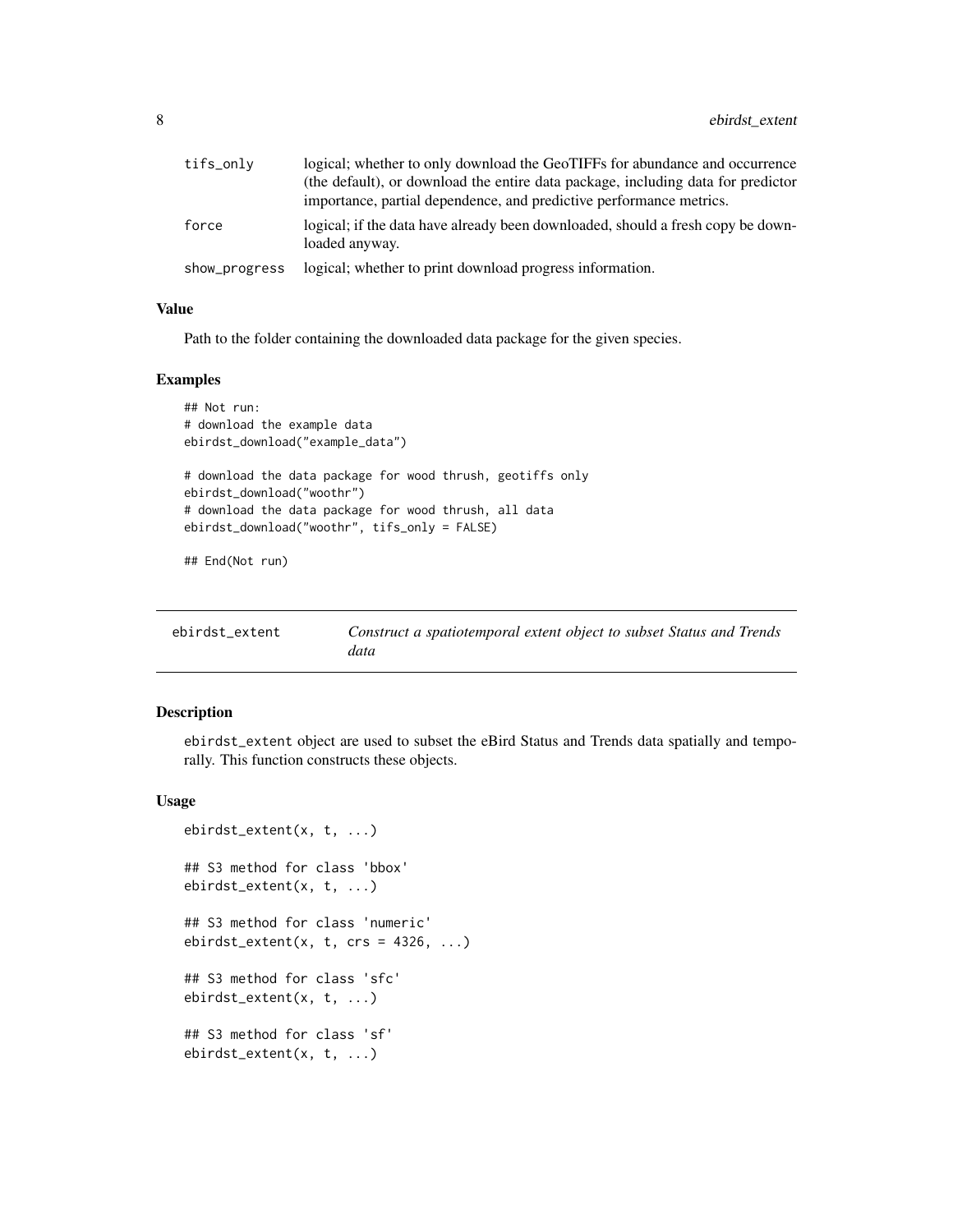| | |
|---|---|
| tifs_only | logical; whether to only download the GeoTIFFs for abundance and occurrence (the default), or download the entire data package, including data for predictor importance, partial dependence, and predictive performance metrics. |
| force | logical; if the data have already been downloaded, should a fresh copy be downloaded anyway. |
| show_progress | logical; whether to print download progress information. |

### Value

Path to the folder containing the downloaded data package for the given species.

### Examples

```
## Not run:
# download the example data
ebirdst_download("example_data")

# download the data package for wood thrush, geotiffs only
ebirdst_download("woothr")
# download the data package for wood thrush, all data
ebirdst_download("woothr", tifs_only = FALSE)

## End(Not run)
```

---

## ebirdst_extent — *Construct a spatiotemporal extent object to subset Status and Trends data*

---

### Description

ebirdst_extent object are used to subset the eBird Status and Trends data spatially and temporally. This function constructs these objects.

### Usage

```
ebirdst_extent(x, t, ...)

## S3 method for class 'bbox'
ebirdst_extent(x, t, ...)

## S3 method for class 'numeric'
ebirdst_extent(x, t, crs = 4326, ...)

## S3 method for class 'sfc'
ebirdst_extent(x, t, ...)

## S3 method for class 'sf'
ebirdst_extent(x, t, ...)
```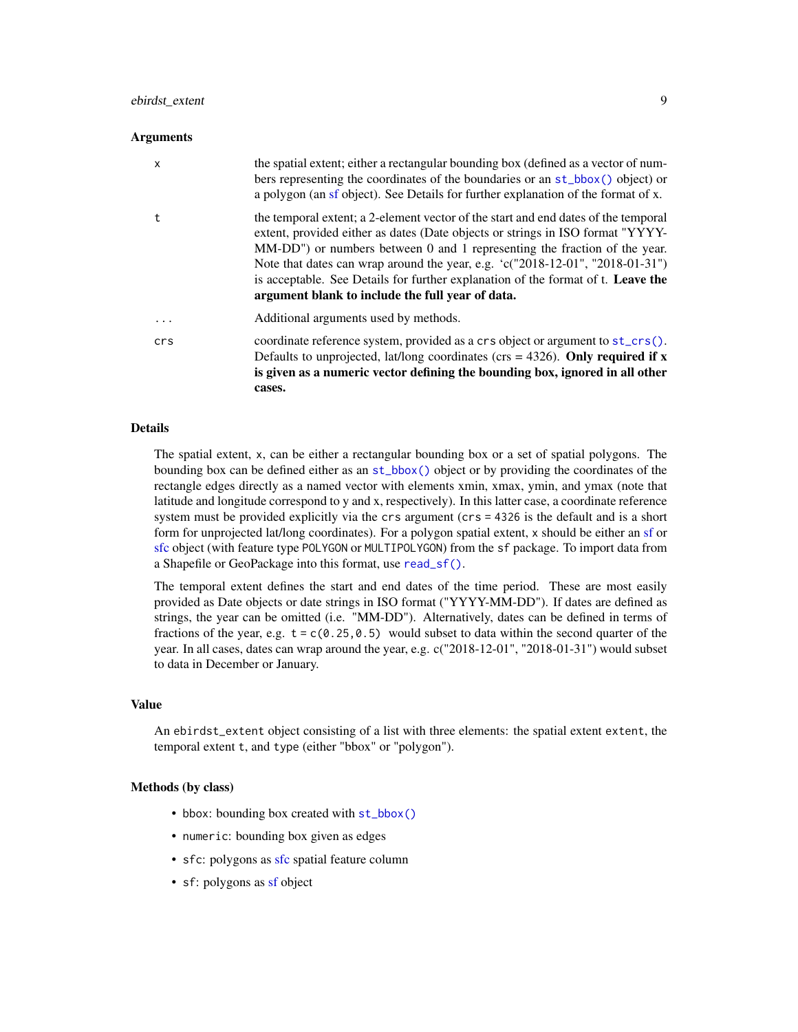### Arguments

| | |
|---|---|
| x | the spatial extent; either a rectangular bounding box (defined as a vector of numbers representing the coordinates of the boundaries or an `st_bbox()` object) or a polygon (an sf object). See Details for further explanation of the format of x. |
| t | the temporal extent; a 2-element vector of the start and end dates of the temporal extent, provided either as dates (Date objects or strings in ISO format "YYYY-MM-DD") or numbers between 0 and 1 representing the fraction of the year. Note that dates can wrap around the year, e.g. 'c("2018-12-01", "2018-01-31") is acceptable. See Details for further explanation of the format of t. **Leave the argument blank to include the full year of data.** |
| ... | Additional arguments used by methods. |
| crs | coordinate reference system, provided as a `crs` object or argument to `st_crs()`. Defaults to unprojected, lat/long coordinates (crs = 4326). **Only required if x is given as a numeric vector defining the bounding box, ignored in all other cases.** |

### Details

The spatial extent, `x`, can be either a rectangular bounding box or a set of spatial polygons. The bounding box can be defined either as an `st_bbox()` object or by providing the coordinates of the rectangle edges directly as a named vector with elements xmin, xmax, ymin, and ymax (note that latitude and longitude correspond to y and x, respectively). In this latter case, a coordinate reference system must be provided explicitly via the `crs` argument (`crs = 4326` is the default and is a short form for unprojected lat/long coordinates). For a polygon spatial extent, `x` should be either an sf or sfc object (with feature type `POLYGON` or `MULTIPOLYGON`) from the `sf` package. To import data from a Shapefile or GeoPackage into this format, use `read_sf()`.

The temporal extent defines the start and end dates of the time period. These are most easily provided as Date objects or date strings in ISO format ("YYYY-MM-DD"). If dates are defined as strings, the year can be omitted (i.e. "MM-DD"). Alternatively, dates can be defined in terms of fractions of the year, e.g. `t = c(0.25,0.5)` would subset to data within the second quarter of the year. In all cases, dates can wrap around the year, e.g. c("2018-12-01", "2018-01-31") would subset to data in December or January.

### Value

An `ebirdst_extent` object consisting of a list with three elements: the spatial extent `extent`, the temporal extent `t`, and `type` (either "bbox" or "polygon").

### Methods (by class)

- `bbox`: bounding box created with `st_bbox()`
- `numeric`: bounding box given as edges
- `sfc`: polygons as sfc spatial feature column
- `sf`: polygons as sf object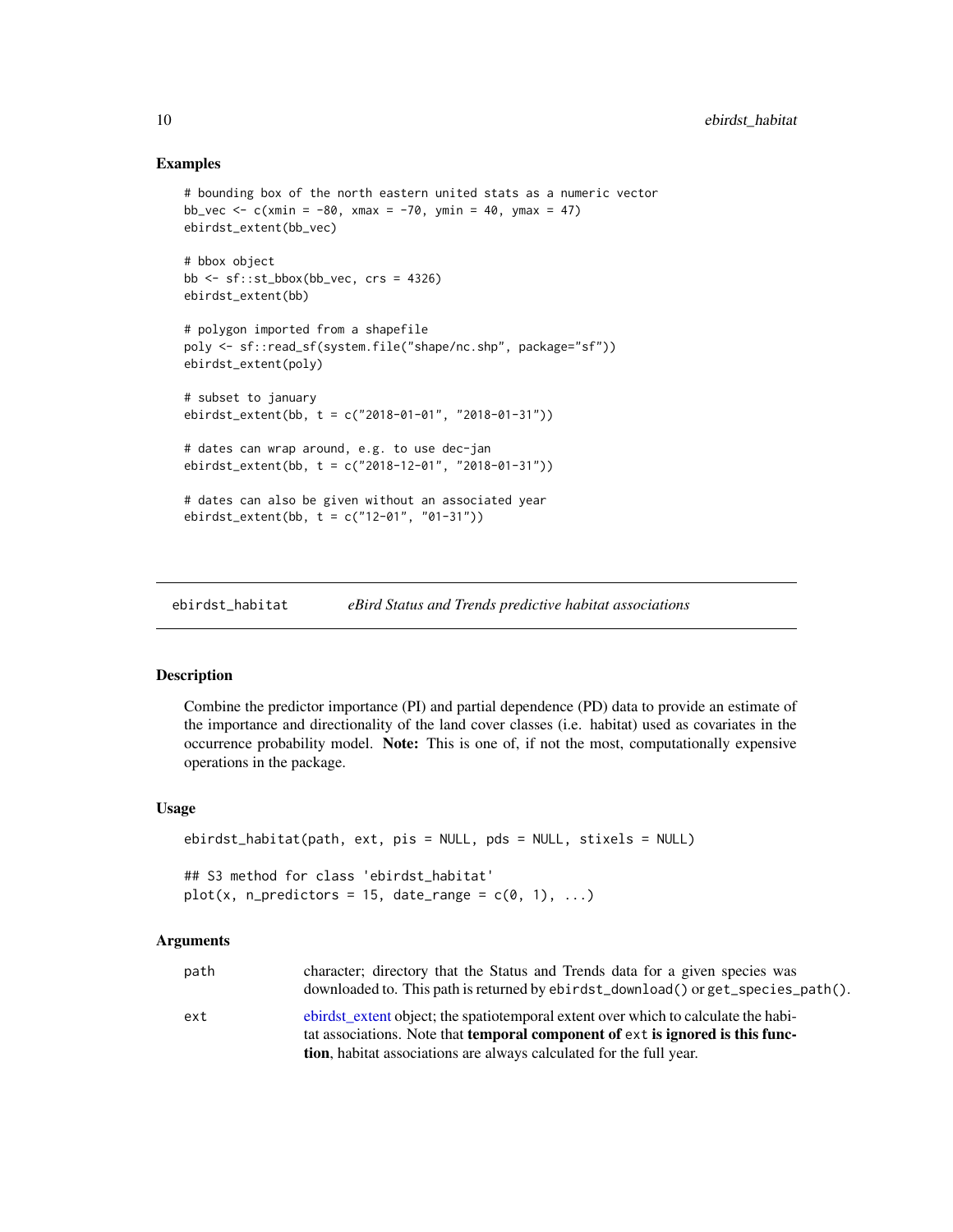### Examples

```
# bounding box of the north eastern united stats as a numeric vector
bb_vec <- c(xmin = -80, xmax = -70, ymin = 40, ymax = 47)
ebirdst_extent(bb_vec)

# bbox object
bb <- sf::st_bbox(bb_vec, crs = 4326)
ebirdst_extent(bb)

# polygon imported from a shapefile
poly <- sf::read_sf(system.file("shape/nc.shp", package="sf"))
ebirdst_extent(poly)

# subset to january
ebirdst_extent(bb, t = c("2018-01-01", "2018-01-31"))

# dates can wrap around, e.g. to use dec-jan
ebirdst_extent(bb, t = c("2018-12-01", "2018-01-31"))

# dates can also be given without an associated year
ebirdst_extent(bb, t = c("12-01", "01-31"))
```

## ebirdst_habitat — *eBird Status and Trends predictive habitat associations*

### Description

Combine the predictor importance (PI) and partial dependence (PD) data to provide an estimate of the importance and directionality of the land cover classes (i.e. habitat) used as covariates in the occurrence probability model. **Note:** This is one of, if not the most, computationally expensive operations in the package.

### Usage

```
ebirdst_habitat(path, ext, pis = NULL, pds = NULL, stixels = NULL)

## S3 method for class 'ebirdst_habitat'
plot(x, n_predictors = 15, date_range = c(0, 1), ...)
```

### Arguments

| | |
|---|---|
| `path` | character; directory that the Status and Trends data for a given species was downloaded to. This path is returned by `ebirdst_download()` or `get_species_path()`. |
| `ext` | ebirdst_extent object; the spatiotemporal extent over which to calculate the habitat associations. Note that **temporal component of** `ext` **is ignored is this function**, habitat associations are always calculated for the full year. |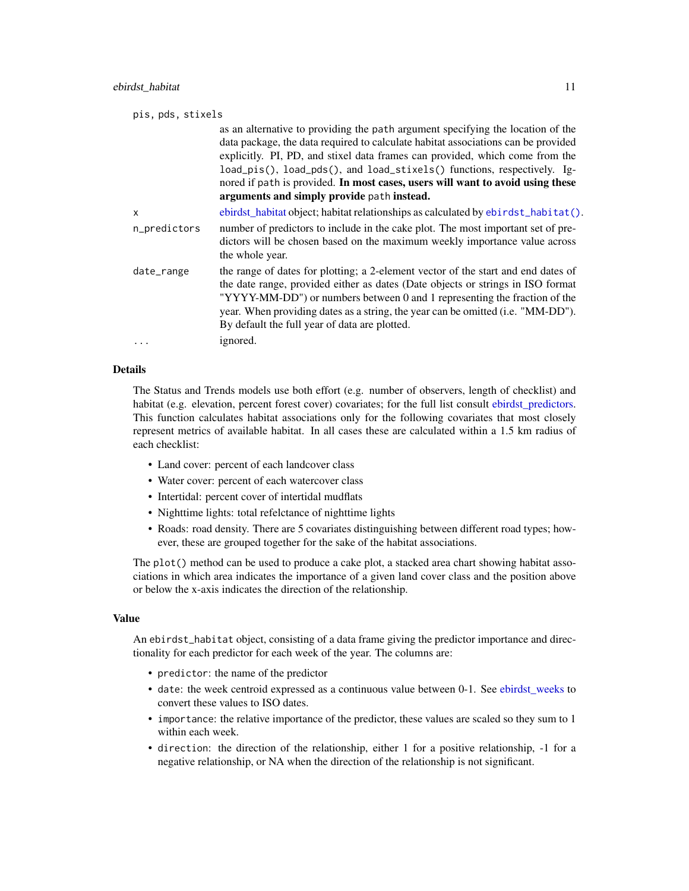`pis, pds, stixels`
: as an alternative to providing the `path` argument specifying the location of the data package, the data required to calculate habitat associations can be provided explicitly. PI, PD, and stixel data frames can provided, which come from the `load_pis()`, `load_pds()`, and `load_stixels()` functions, respectively. Ignored if `path` is provided. **In most cases, users will want to avoid using these arguments and simply provide `path` instead.**

`x`
: ebirdst_habitat object; habitat relationships as calculated by `ebirdst_habitat()`.

`n_predictors`
: number of predictors to include in the cake plot. The most important set of predictors will be chosen based on the maximum weekly importance value across the whole year.

`date_range`
: the range of dates for plotting; a 2-element vector of the start and end dates of the date range, provided either as dates (Date objects or strings in ISO format "YYYY-MM-DD") or numbers between 0 and 1 representing the fraction of the year. When providing dates as a string, the year can be omitted (i.e. "MM-DD"). By default the full year of data are plotted.

`...`
: ignored.

## Details

The Status and Trends models use both effort (e.g. number of observers, length of checklist) and habitat (e.g. elevation, percent forest cover) covariates; for the full list consult ebirdst_predictors. This function calculates habitat associations only for the following covariates that most closely represent metrics of available habitat. In all cases these are calculated within a 1.5 km radius of each checklist:

- Land cover: percent of each landcover class
- Water cover: percent of each watercover class
- Intertidal: percent cover of intertidal mudflats
- Nighttime lights: total refelctance of nighttime lights
- Roads: road density. There are 5 covariates distinguishing between different road types; however, these are grouped together for the sake of the habitat associations.

The `plot()` method can be used to produce a cake plot, a stacked area chart showing habitat associations in which area indicates the importance of a given land cover class and the position above or below the x-axis indicates the direction of the relationship.

## Value

An `ebirdst_habitat` object, consisting of a data frame giving the predictor importance and directionality for each predictor for each week of the year. The columns are:

- `predictor`: the name of the predictor
- `date`: the week centroid expressed as a continuous value between 0-1. See ebirdst_weeks to convert these values to ISO dates.
- `importance`: the relative importance of the predictor, these values are scaled so they sum to 1 within each week.
- `direction`: the direction of the relationship, either 1 for a positive relationship, -1 for a negative relationship, or NA when the direction of the relationship is not significant.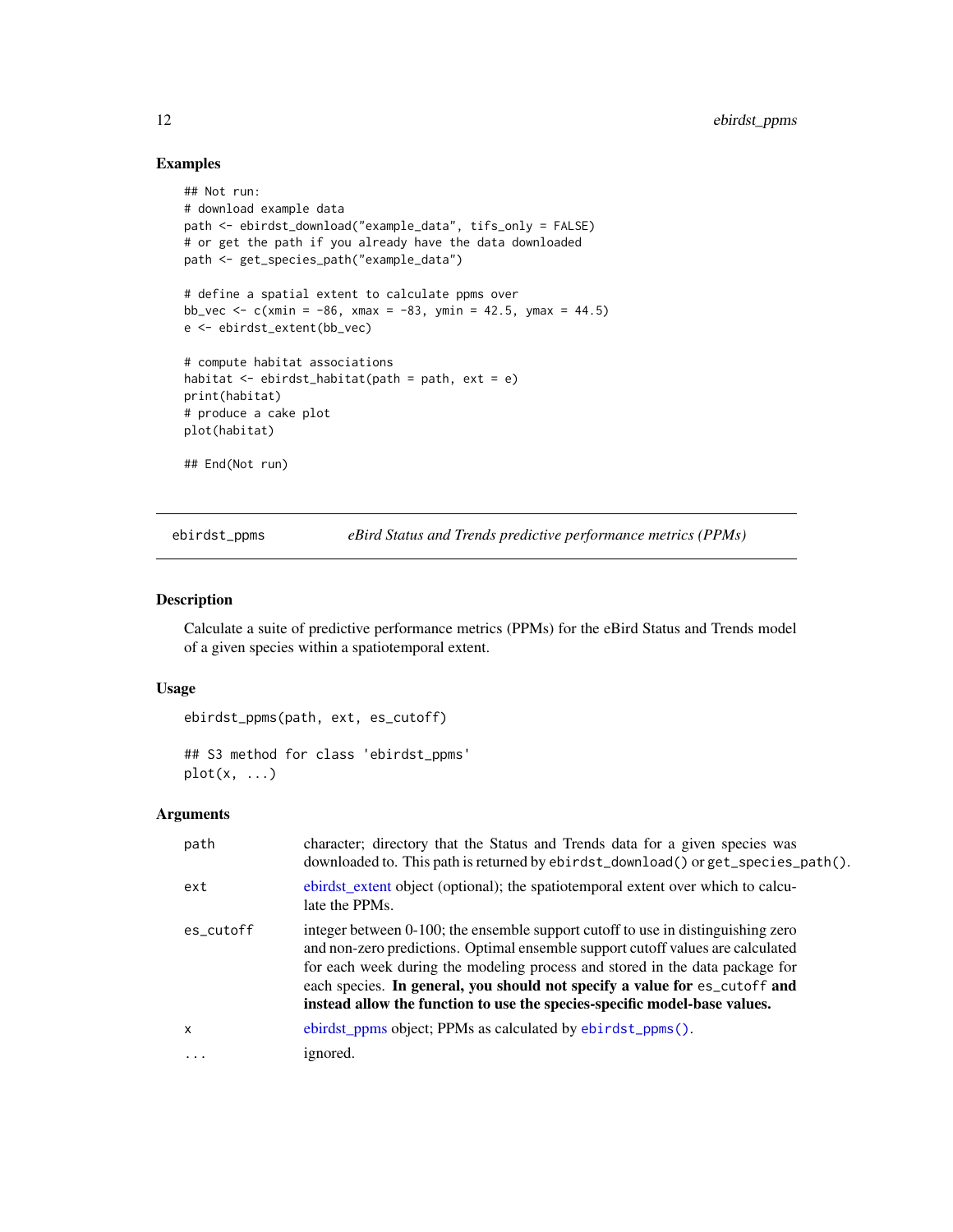### Examples

```
## Not run:
# download example data
path <- ebirdst_download("example_data", tifs_only = FALSE)
# or get the path if you already have the data downloaded
path <- get_species_path("example_data")

# define a spatial extent to calculate ppms over
bb_vec <- c(xmin = -86, xmax = -83, ymin = 42.5, ymax = 44.5)
e <- ebirdst_extent(bb_vec)

# compute habitat associations
habitat <- ebirdst_habitat(path = path, ext = e)
print(habitat)
# produce a cake plot
plot(habitat)

## End(Not run)
```

---

## ebirdst_ppms — *eBird Status and Trends predictive performance metrics (PPMs)*

---

### Description

Calculate a suite of predictive performance metrics (PPMs) for the eBird Status and Trends model of a given species within a spatiotemporal extent.

### Usage

```
ebirdst_ppms(path, ext, es_cutoff)

## S3 method for class 'ebirdst_ppms'
plot(x, ...)
```

### Arguments

| | |
|---|---|
| `path` | character; directory that the Status and Trends data for a given species was downloaded to. This path is returned by `ebirdst_download()` or `get_species_path()`. |
| `ext` | ebirdst_extent object (optional); the spatiotemporal extent over which to calculate the PPMs. |
| `es_cutoff` | integer between 0-100; the ensemble support cutoff to use in distinguishing zero and non-zero predictions. Optimal ensemble support cutoff values are calculated for each week during the modeling process and stored in the data package for each species. **In general, you should not specify a value for `es_cutoff` and instead allow the function to use the species-specific model-base values.** |
| `x` | ebirdst_ppms object; PPMs as calculated by `ebirdst_ppms()`. |
| `...` | ignored. |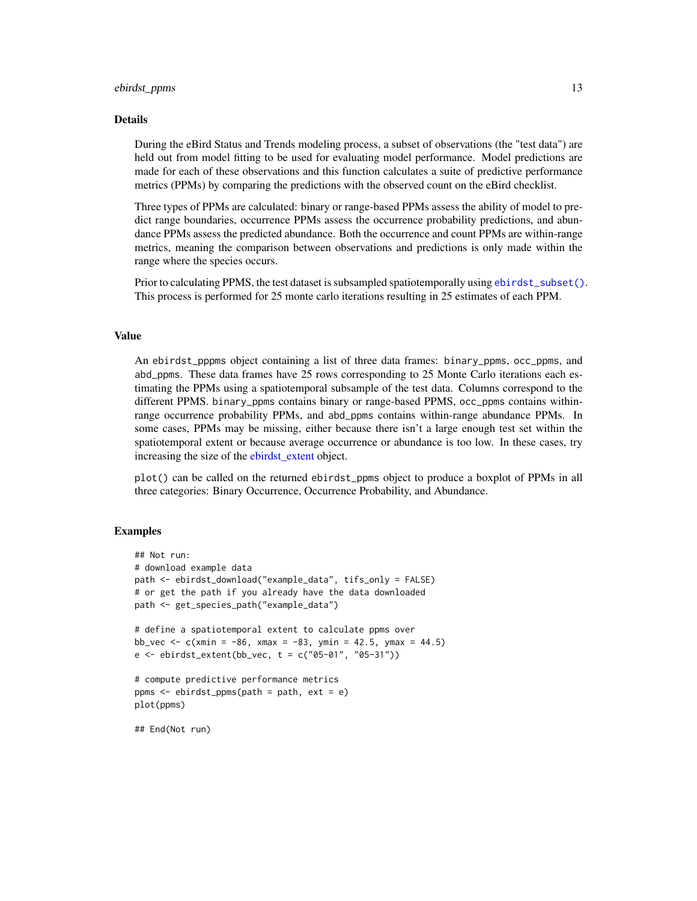## Details

During the eBird Status and Trends modeling process, a subset of observations (the "test data") are held out from model fitting to be used for evaluating model performance. Model predictions are made for each of these observations and this function calculates a suite of predictive performance metrics (PPMs) by comparing the predictions with the observed count on the eBird checklist.

Three types of PPMs are calculated: binary or range-based PPMs assess the ability of model to predict range boundaries, occurrence PPMs assess the occurrence probability predictions, and abundance PPMs assess the predicted abundance. Both the occurrence and count PPMs are within-range metrics, meaning the comparison between observations and predictions is only made within the range where the species occurs.

Prior to calculating PPMS, the test dataset is subsampled spatiotemporally using `ebirdst_subset()`. This process is performed for 25 monte carlo iterations resulting in 25 estimates of each PPM.

## Value

An `ebirdst_pppms` object containing a list of three data frames: `binary_ppms`, `occ_ppms`, and `abd_ppms`. These data frames have 25 rows corresponding to 25 Monte Carlo iterations each estimating the PPMs using a spatiotemporal subsample of the test data. Columns correspond to the different PPMS. `binary_ppms` contains binary or range-based PPMS, `occ_ppms` contains within-range occurrence probability PPMs, and `abd_ppms` contains within-range abundance PPMs. In some cases, PPMs may be missing, either because there isn't a large enough test set within the spatiotemporal extent or because average occurrence or abundance is too low. In these cases, try increasing the size of the ebirdst_extent object.

`plot()` can be called on the returned `ebirdst_ppms` object to produce a boxplot of PPMs in all three categories: Binary Occurrence, Occurrence Probability, and Abundance.

## Examples

```
## Not run:
# download example data
path <- ebirdst_download("example_data", tifs_only = FALSE)
# or get the path if you already have the data downloaded
path <- get_species_path("example_data")

# define a spatiotemporal extent to calculate ppms over
bb_vec <- c(xmin = -86, xmax = -83, ymin = 42.5, ymax = 44.5)
e <- ebirdst_extent(bb_vec, t = c("05-01", "05-31"))

# compute predictive performance metrics
ppms <- ebirdst_ppms(path = path, ext = e)
plot(ppms)

## End(Not run)
```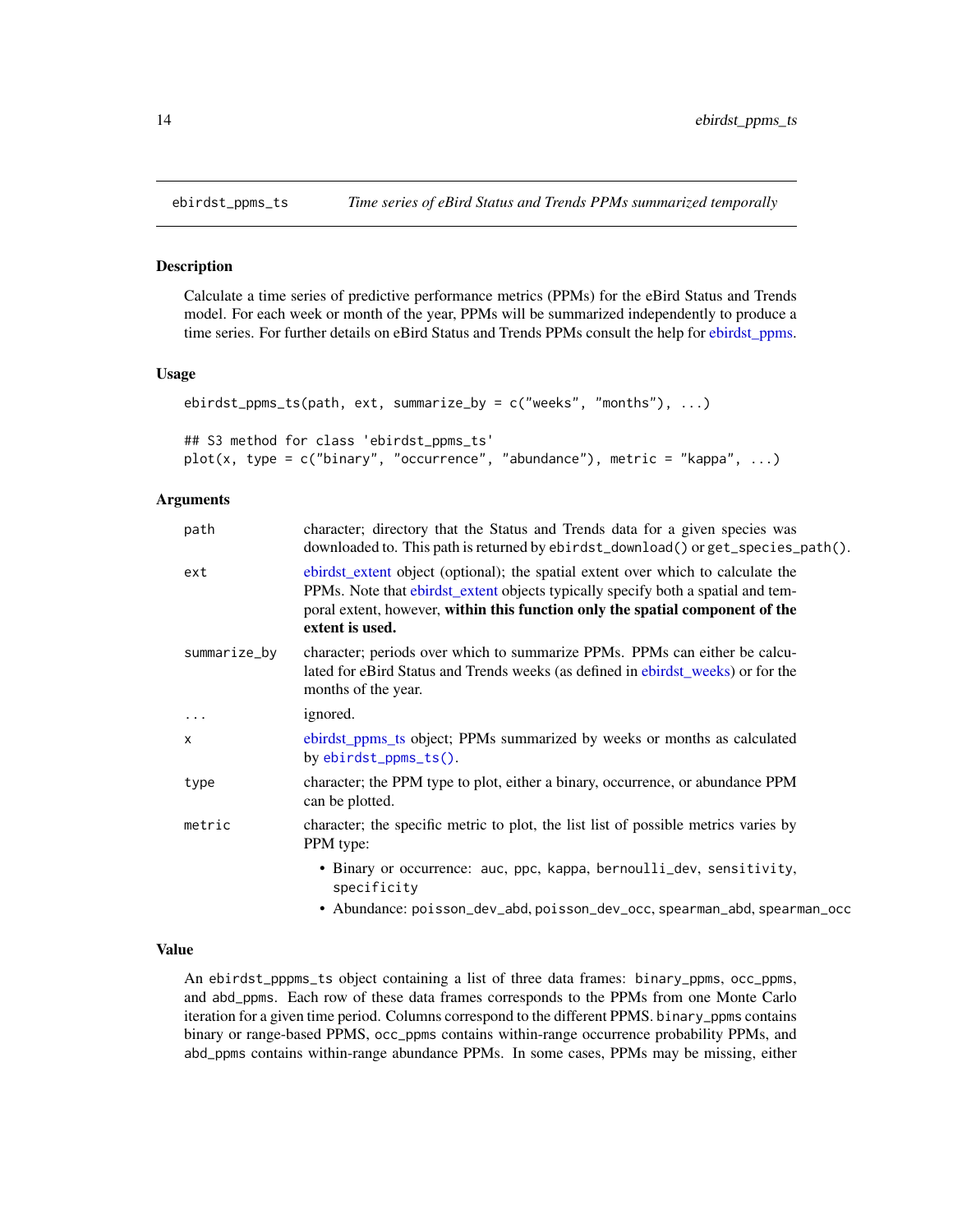## ebirdst_ppms_ts — *Time series of eBird Status and Trends PPMs summarized temporally*

### Description

Calculate a time series of predictive performance metrics (PPMs) for the eBird Status and Trends model. For each week or month of the year, PPMs will be summarized independently to produce a time series. For further details on eBird Status and Trends PPMs consult the help for ebirdst_ppms.

### Usage

```
ebirdst_ppms_ts(path, ext, summarize_by = c("weeks", "months"), ...)

## S3 method for class 'ebirdst_ppms_ts'
plot(x, type = c("binary", "occurrence", "abundance"), metric = "kappa", ...)
```

### Arguments

| | |
|---|---|
| `path` | character; directory that the Status and Trends data for a given species was downloaded to. This path is returned by `ebirdst_download()` or `get_species_path()`. |
| `ext` | ebirdst_extent object (optional); the spatial extent over which to calculate the PPMs. Note that ebirdst_extent objects typically specify both a spatial and temporal extent, however, **within this function only the spatial component of the extent is used.** |
| `summarize_by` | character; periods over which to summarize PPMs. PPMs can either be calculated for eBird Status and Trends weeks (as defined in ebirdst_weeks) or for the months of the year. |
| `...` | ignored. |
| `x` | ebirdst_ppms_ts object; PPMs summarized by weeks or months as calculated by `ebirdst_ppms_ts()`. |
| `type` | character; the PPM type to plot, either a binary, occurrence, or abundance PPM can be plotted. |
| `metric` | character; the specific metric to plot, the list list of possible metrics varies by PPM type:<br>• Binary or occurrence: `auc`, `ppc`, `kappa`, `bernoulli_dev`, `sensitivity`, `specificity`<br>• Abundance: `poisson_dev_abd`, `poisson_dev_occ`, `spearman_abd`, `spearman_occ` |

### Value

An `ebirdst_pppms_ts` object containing a list of three data frames: `binary_ppms`, `occ_ppms`, and `abd_ppms`. Each row of these data frames corresponds to the PPMs from one Monte Carlo iteration for a given time period. Columns correspond to the different PPMS. `binary_ppms` contains binary or range-based PPMS, `occ_ppms` contains within-range occurrence probability PPMs, and `abd_ppms` contains within-range abundance PPMs. In some cases, PPMs may be missing, either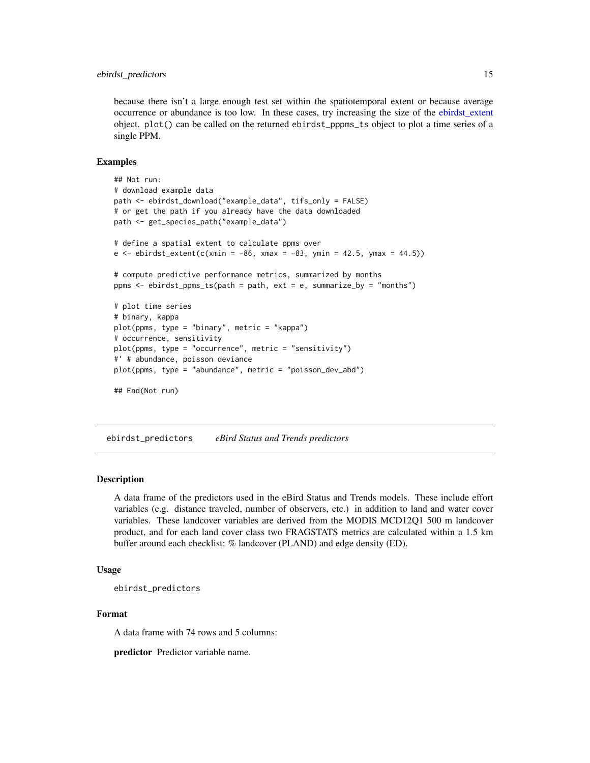because there isn't a large enough test set within the spatiotemporal extent or because average occurrence or abundance is too low. In these cases, try increasing the size of the ebirdst_extent object. `plot()` can be called on the returned `ebirdst_pppms_ts` object to plot a time series of a single PPM.

### Examples

```
## Not run:
# download example data
path <- ebirdst_download("example_data", tifs_only = FALSE)
# or get the path if you already have the data downloaded
path <- get_species_path("example_data")

# define a spatial extent to calculate ppms over
e <- ebirdst_extent(c(xmin = -86, xmax = -83, ymin = 42.5, ymax = 44.5))

# compute predictive performance metrics, summarized by months
ppms <- ebirdst_ppms_ts(path = path, ext = e, summarize_by = "months")

# plot time series
# binary, kappa
plot(ppms, type = "binary", metric = "kappa")
# occurrence, sensitivity
plot(ppms, type = "occurrence", metric = "sensitivity")
#' # abundance, poisson deviance
plot(ppms, type = "abundance", metric = "poisson_dev_abd")

## End(Not run)
```

---

## ebirdst_predictors    *eBird Status and Trends predictors*

### Description

A data frame of the predictors used in the eBird Status and Trends models. These include effort variables (e.g. distance traveled, number of observers, etc.) in addition to land and water cover variables. These landcover variables are derived from the MODIS MCD12Q1 500 m landcover product, and for each land cover class two FRAGSTATS metrics are calculated within a 1.5 km buffer around each checklist: % landcover (PLAND) and edge density (ED).

### Usage

```
ebirdst_predictors
```

### Format

A data frame with 74 rows and 5 columns:

**predictor** Predictor variable name.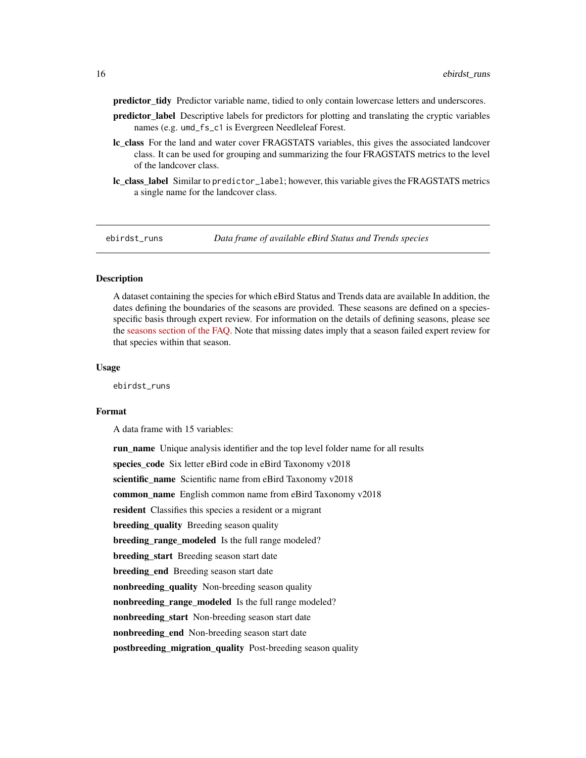**predictor_tidy** Predictor variable name, tidied to only contain lowercase letters and underscores.

**predictor_label** Descriptive labels for predictors for plotting and translating the cryptic variables names (e.g. `umd_fs_c1` is Evergreen Needleleaf Forest.

**lc_class** For the land and water cover FRAGSTATS variables, this gives the associated landcover class. It can be used for grouping and summarizing the four FRAGSTATS metrics to the level of the landcover class.

**lc_class_label** Similar to `predictor_label`; however, this variable gives the FRAGSTATS metrics a single name for the landcover class.

---

`ebirdst_runs` *Data frame of available eBird Status and Trends species*

---

## Description

A dataset containing the species for which eBird Status and Trends data are available In addition, the dates defining the boundaries of the seasons are provided. These seasons are defined on a species-specific basis through expert review. For information on the details of defining seasons, please see the seasons section of the FAQ. Note that missing dates imply that a season failed expert review for that species within that season.

## Usage

```
ebirdst_runs
```

## Format

A data frame with 15 variables:

**run_name** Unique analysis identifier and the top level folder name for all results

**species_code** Six letter eBird code in eBird Taxonomy v2018

**scientific_name** Scientific name from eBird Taxonomy v2018

**common_name** English common name from eBird Taxonomy v2018

**resident** Classifies this species a resident or a migrant

**breeding_quality** Breeding season quality

**breeding_range_modeled** Is the full range modeled?

**breeding_start** Breeding season start date

**breeding_end** Breeding season start date

**nonbreeding_quality** Non-breeding season quality

**nonbreeding_range_modeled** Is the full range modeled?

**nonbreeding_start** Non-breeding season start date

**nonbreeding_end** Non-breeding season start date

**postbreeding_migration_quality** Post-breeding season quality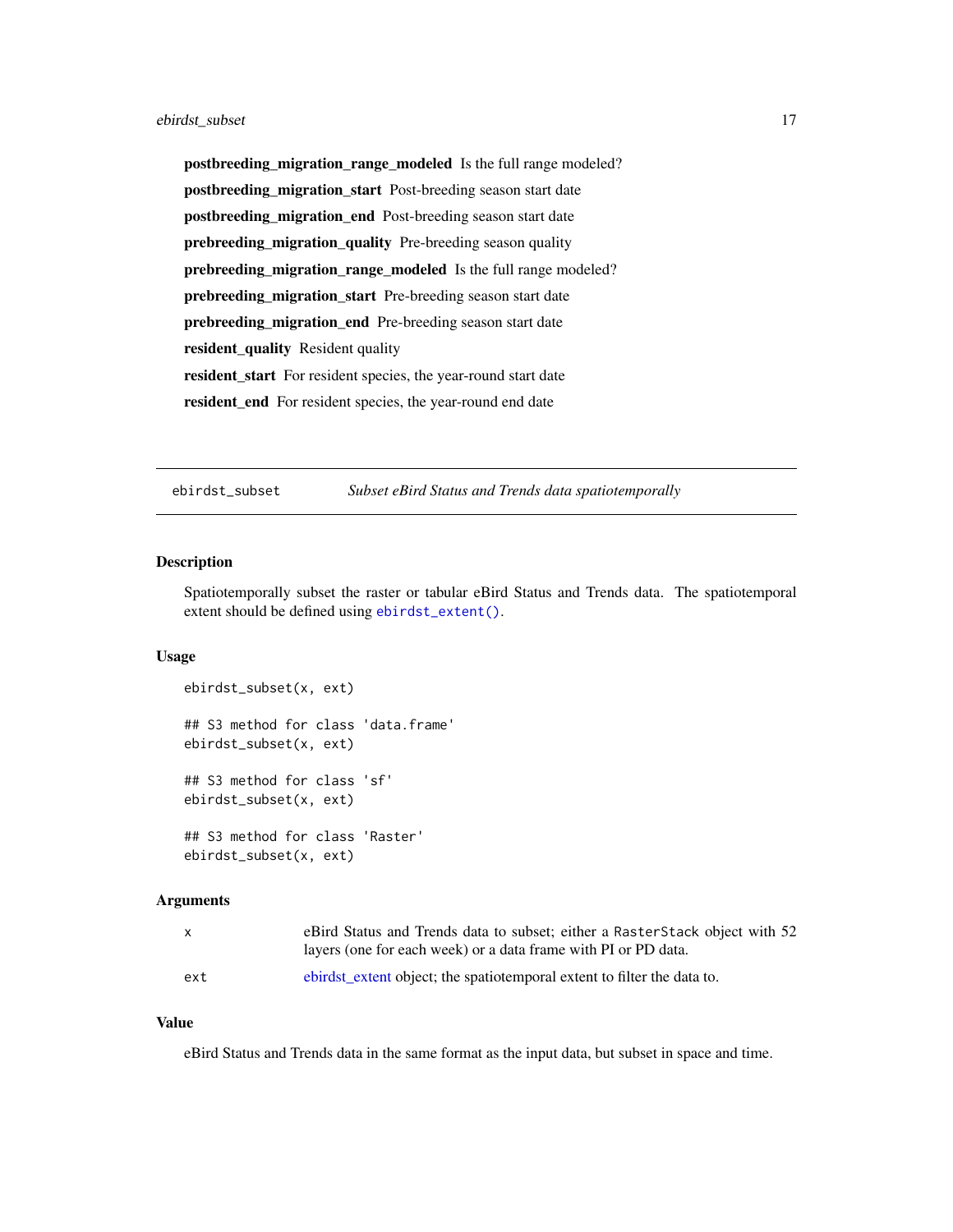**postbreeding_migration_range_modeled** Is the full range modeled?

**postbreeding_migration_start** Post-breeding season start date

**postbreeding_migration_end** Post-breeding season start date

**prebreeding_migration_quality** Pre-breeding season quality

**prebreeding_migration_range_modeled** Is the full range modeled?

**prebreeding_migration_start** Pre-breeding season start date

**prebreeding_migration_end** Pre-breeding season start date

**resident_quality** Resident quality

**resident_start** For resident species, the year-round start date

**resident_end** For resident species, the year-round end date

---

## ebirdst_subset — *Subset eBird Status and Trends data spatiotemporally*

### Description

Spatiotemporally subset the raster or tabular eBird Status and Trends data. The spatiotemporal extent should be defined using `ebirdst_extent()`.

### Usage

```
ebirdst_subset(x, ext)

## S3 method for class 'data.frame'
ebirdst_subset(x, ext)

## S3 method for class 'sf'
ebirdst_subset(x, ext)

## S3 method for class 'Raster'
ebirdst_subset(x, ext)
```

### Arguments

| | |
|---|---|
| x | eBird Status and Trends data to subset; either a `RasterStack` object with 52 layers (one for each week) or a data frame with PI or PD data. |
| ext | ebirdst_extent object; the spatiotemporal extent to filter the data to. |

### Value

eBird Status and Trends data in the same format as the input data, but subset in space and time.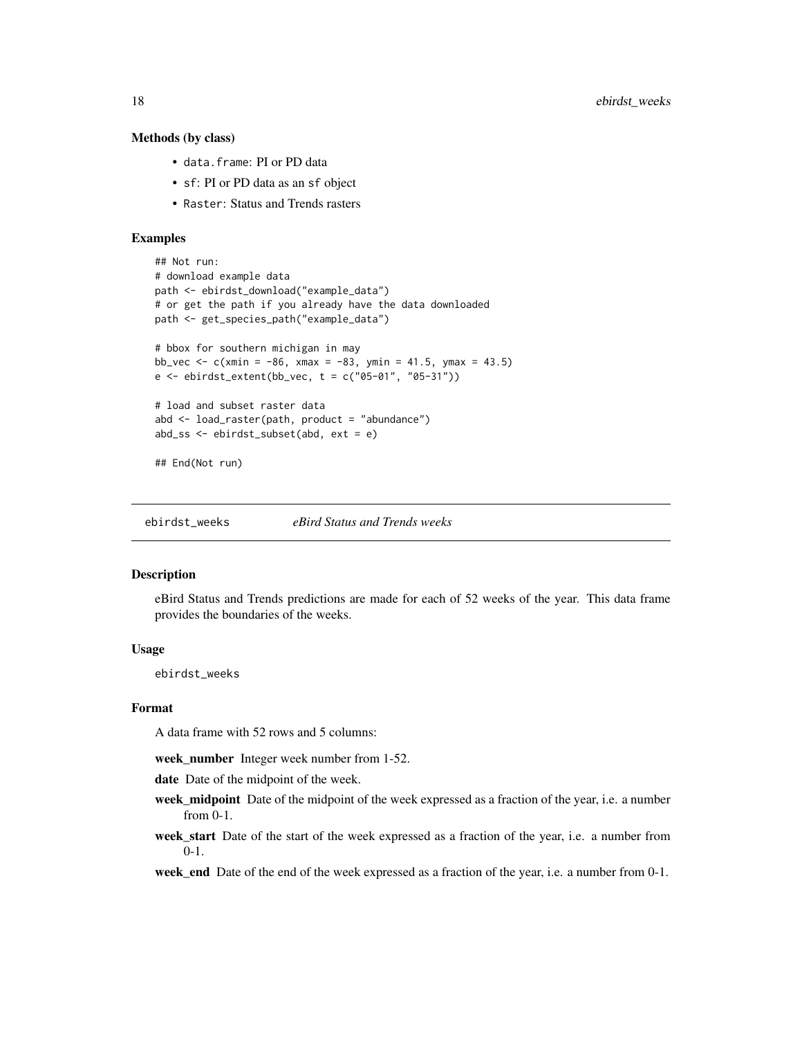### Methods (by class)

- `data.frame`: PI or PD data
- `sf`: PI or PD data as an `sf` object
- `Raster`: Status and Trends rasters

### Examples

```
## Not run:
# download example data
path <- ebirdst_download("example_data")
# or get the path if you already have the data downloaded
path <- get_species_path("example_data")

# bbox for southern michigan in may
bb_vec <- c(xmin = -86, xmax = -83, ymin = 41.5, ymax = 43.5)
e <- ebirdst_extent(bb_vec, t = c("05-01", "05-31"))

# load and subset raster data
abd <- load_raster(path, product = "abundance")
abd_ss <- ebirdst_subset(abd, ext = e)

## End(Not run)
```

---

## `ebirdst_weeks` *eBird Status and Trends weeks*

### Description

eBird Status and Trends predictions are made for each of 52 weeks of the year. This data frame provides the boundaries of the weeks.

### Usage

```
ebirdst_weeks
```

### Format

A data frame with 52 rows and 5 columns:

**week_number** Integer week number from 1-52.

**date** Date of the midpoint of the week.

**week_midpoint** Date of the midpoint of the week expressed as a fraction of the year, i.e. a number from 0-1.

**week_start** Date of the start of the week expressed as a fraction of the year, i.e. a number from 0-1.

**week_end** Date of the end of the week expressed as a fraction of the year, i.e. a number from 0-1.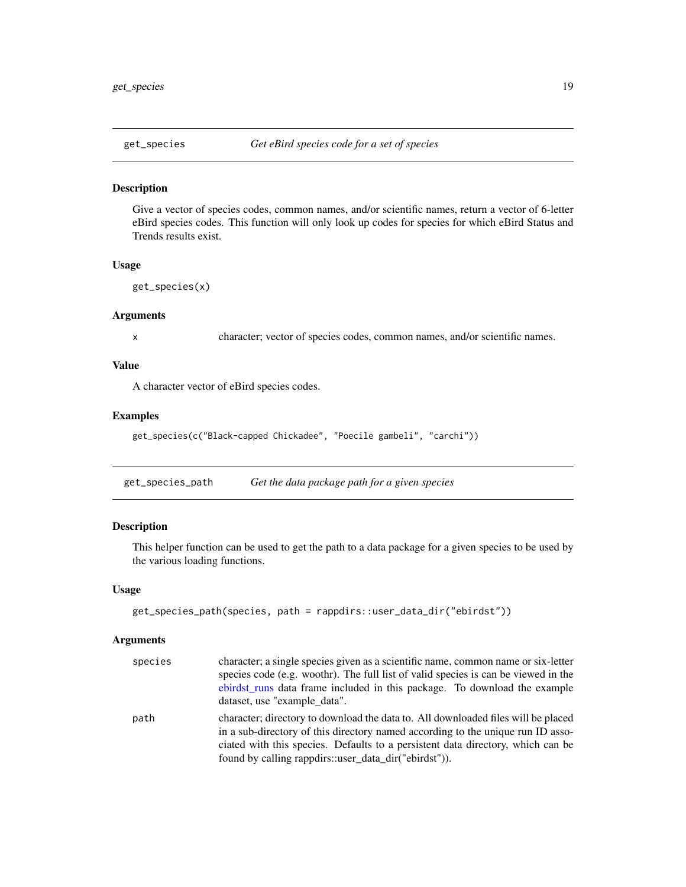## get_species — *Get eBird species code for a set of species*

### Description

Give a vector of species codes, common names, and/or scientific names, return a vector of 6-letter eBird species codes. This function will only look up codes for species for which eBird Status and Trends results exist.

### Usage

```
get_species(x)
```

### Arguments

| | |
|---|---|
| x | character; vector of species codes, common names, and/or scientific names. |

### Value

A character vector of eBird species codes.

### Examples

```
get_species(c("Black-capped Chickadee", "Poecile gambeli", "carchi"))
```

## get_species_path — *Get the data package path for a given species*

### Description

This helper function can be used to get the path to a data package for a given species to be used by the various loading functions.

### Usage

```
get_species_path(species, path = rappdirs::user_data_dir("ebirdst"))
```

### Arguments

| | |
|---|---|
| species | character; a single species given as a scientific name, common name or six-letter species code (e.g. woothr). The full list of valid species is can be viewed in the ebirdst_runs data frame included in this package. To download the example dataset, use "example_data". |
| path | character; directory to download the data to. All downloaded files will be placed in a sub-directory of this directory named according to the unique run ID associated with this species. Defaults to a persistent data directory, which can be found by calling rappdirs::user_data_dir("ebirdst")). |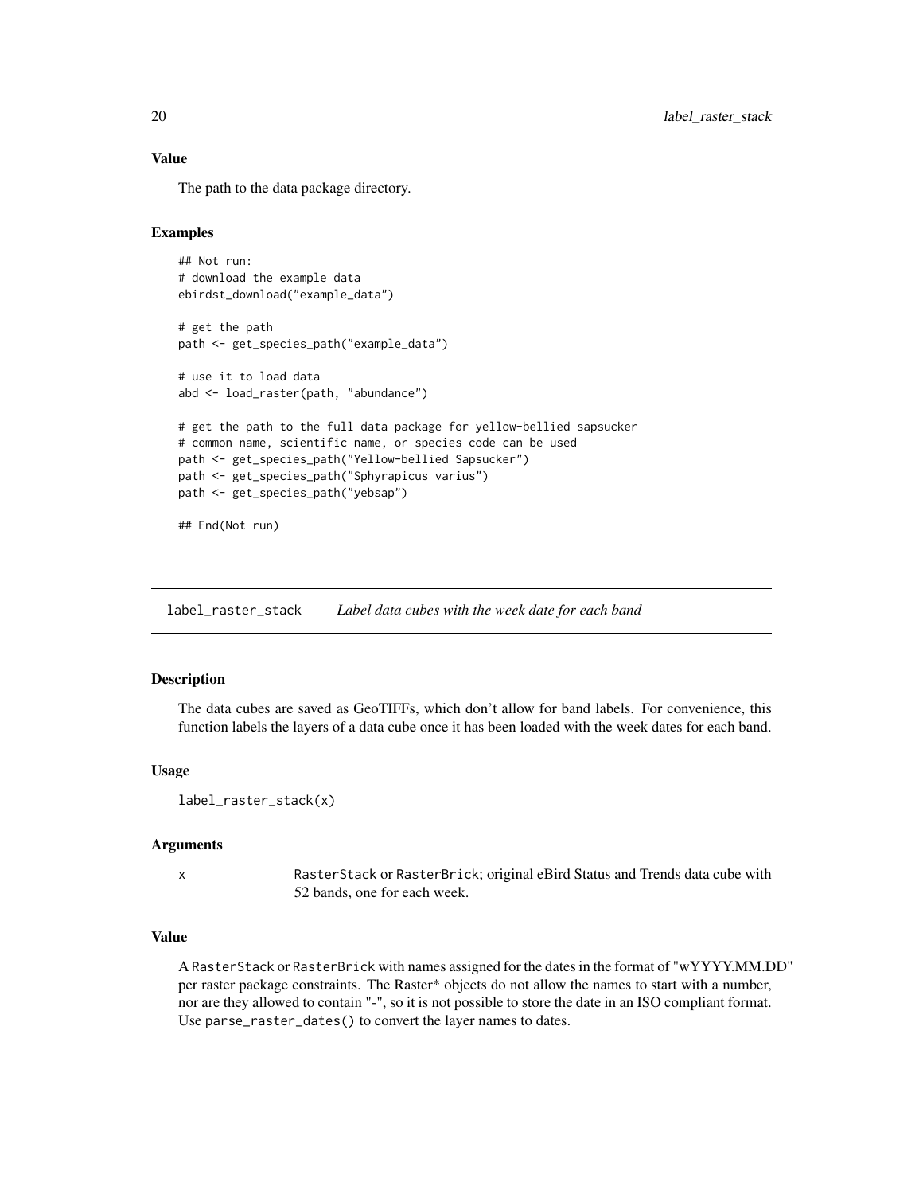### Value

The path to the data package directory.

### Examples

```
## Not run:
# download the example data
ebirdst_download("example_data")

# get the path
path <- get_species_path("example_data")

# use it to load data
abd <- load_raster(path, "abundance")

# get the path to the full data package for yellow-bellied sapsucker
# common name, scientific name, or species code can be used
path <- get_species_path("Yellow-bellied Sapsucker")
path <- get_species_path("Sphyrapicus varius")
path <- get_species_path("yebsap")

## End(Not run)
```

---

## label_raster_stack *Label data cubes with the week date for each band*

---

### Description

The data cubes are saved as GeoTIFFs, which don't allow for band labels. For convenience, this function labels the layers of a data cube once it has been loaded with the week dates for each band.

### Usage

```
label_raster_stack(x)
```

### Arguments

| | |
|---|---|
| x | RasterStack or RasterBrick; original eBird Status and Trends data cube with 52 bands, one for each week. |

### Value

A RasterStack or RasterBrick with names assigned for the dates in the format of "wYYYY.MM.DD" per raster package constraints. The Raster* objects do not allow the names to start with a number, nor are they allowed to contain "-", so it is not possible to store the date in an ISO compliant format. Use parse_raster_dates() to convert the layer names to dates.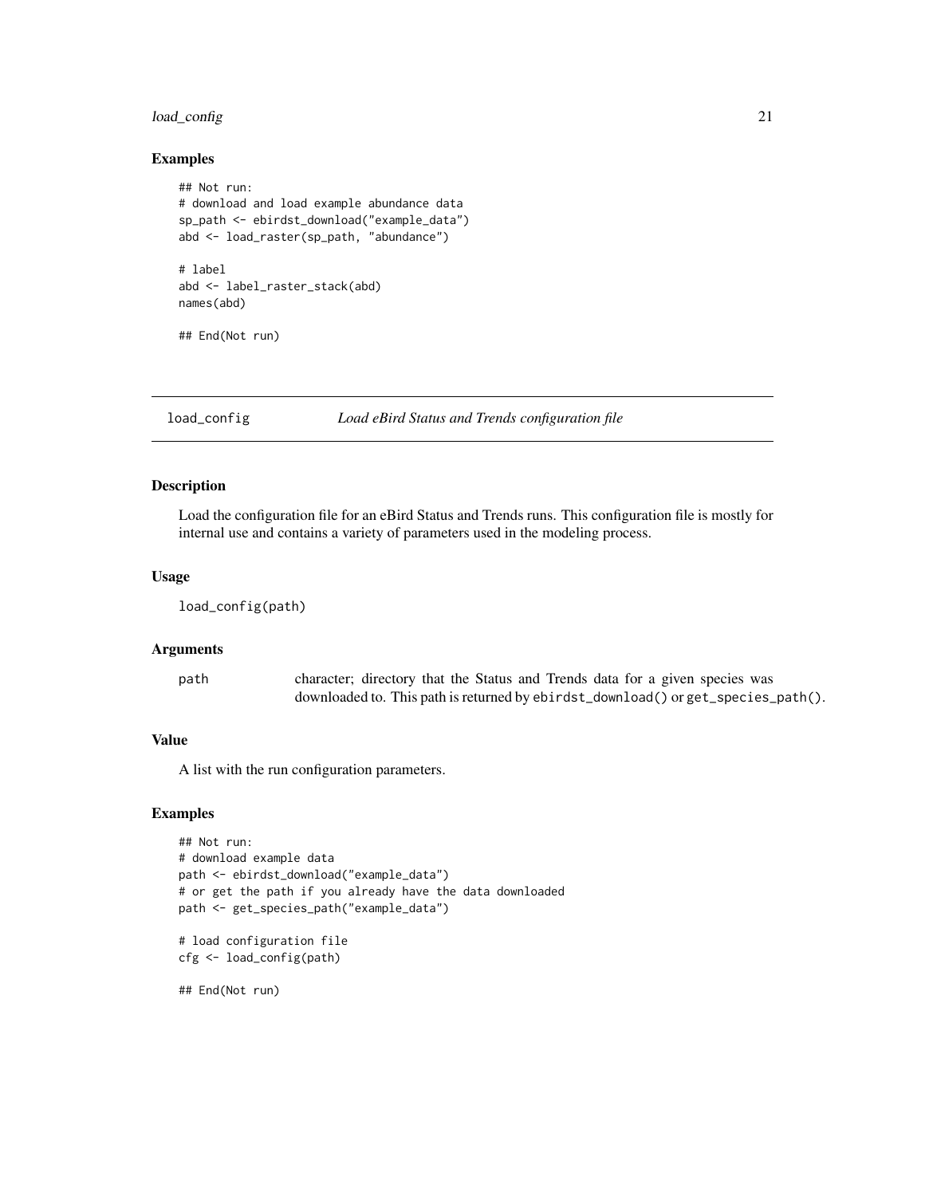### Examples

```
## Not run:
# download and load example abundance data
sp_path <- ebirdst_download("example_data")
abd <- load_raster(sp_path, "abundance")

# label
abd <- label_raster_stack(abd)
names(abd)

## End(Not run)
```

---

## load_config — *Load eBird Status and Trends configuration file*

---

### Description

Load the configuration file for an eBird Status and Trends runs. This configuration file is mostly for internal use and contains a variety of parameters used in the modeling process.

### Usage

```
load_config(path)
```

### Arguments

| | |
|---|---|
| path | character; directory that the Status and Trends data for a given species was downloaded to. This path is returned by `ebirdst_download()` or `get_species_path()`. |

### Value

A list with the run configuration parameters.

### Examples

```
## Not run:
# download example data
path <- ebirdst_download("example_data")
# or get the path if you already have the data downloaded
path <- get_species_path("example_data")

# load configuration file
cfg <- load_config(path)

## End(Not run)
```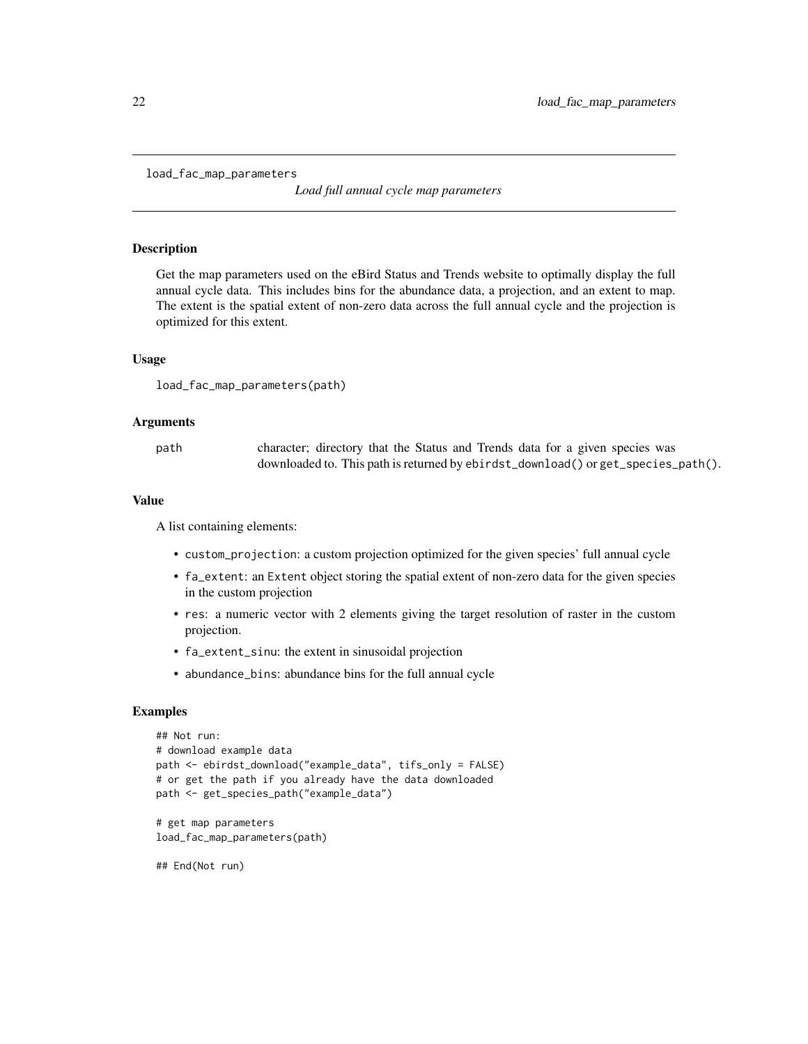# load_fac_map_parameters

*Load full annual cycle map parameters*

## Description

Get the map parameters used on the eBird Status and Trends website to optimally display the full annual cycle data. This includes bins for the abundance data, a projection, and an extent to map. The extent is the spatial extent of non-zero data across the full annual cycle and the projection is optimized for this extent.

## Usage

```
load_fac_map_parameters(path)
```

## Arguments

| | |
|---|---|
| path | character; directory that the Status and Trends data for a given species was downloaded to. This path is returned by `ebirdst_download()` or `get_species_path()`. |

## Value

A list containing elements:

- `custom_projection`: a custom projection optimized for the given species' full annual cycle
- `fa_extent`: an `Extent` object storing the spatial extent of non-zero data for the given species in the custom projection
- `res`: a numeric vector with 2 elements giving the target resolution of raster in the custom projection.
- `fa_extent_sinu`: the extent in sinusoidal projection
- `abundance_bins`: abundance bins for the full annual cycle

## Examples

```
## Not run:
# download example data
path <- ebirdst_download("example_data", tifs_only = FALSE)
# or get the path if you already have the data downloaded
path <- get_species_path("example_data")

# get map parameters
load_fac_map_parameters(path)

## End(Not run)
```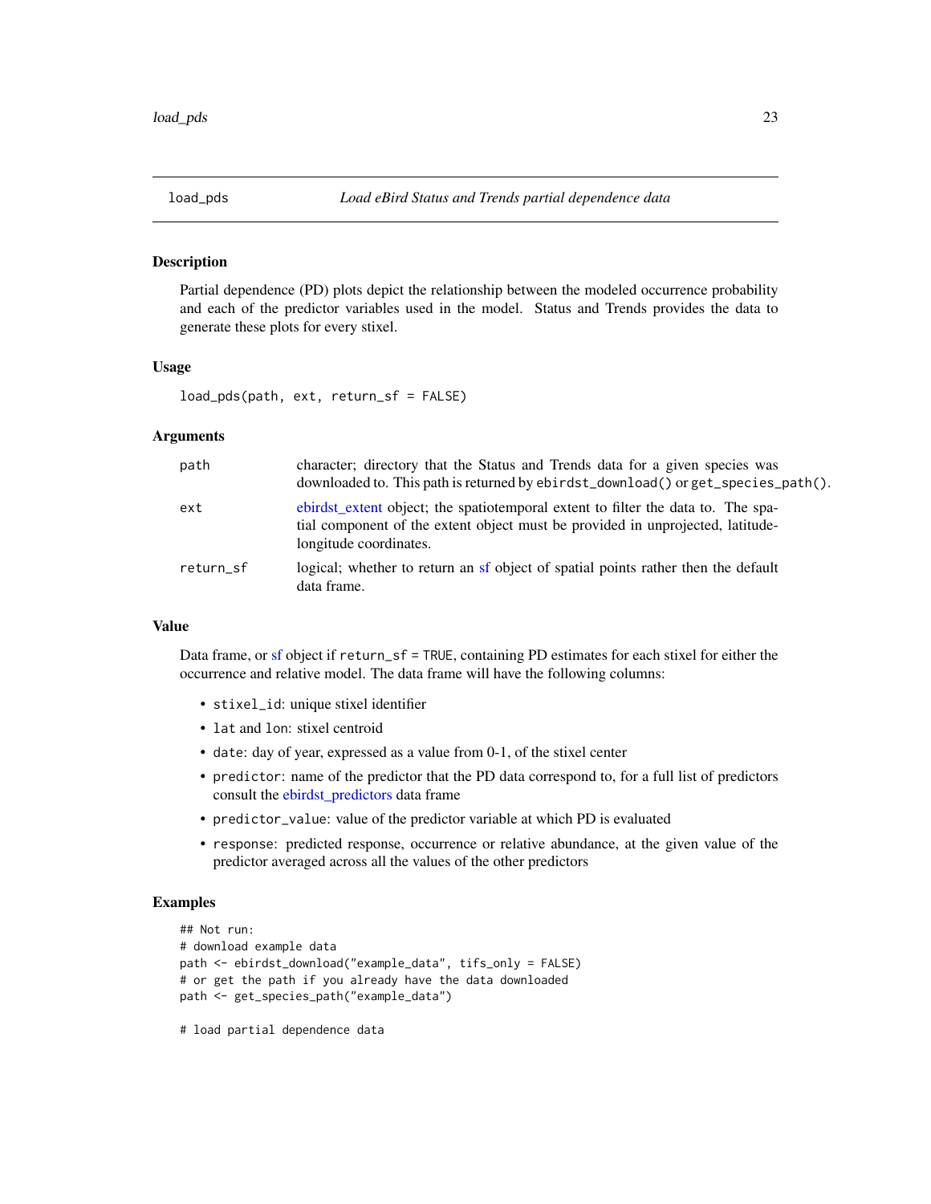## load_pds — *Load eBird Status and Trends partial dependence data*

### Description

Partial dependence (PD) plots depict the relationship between the modeled occurrence probability and each of the predictor variables used in the model. Status and Trends provides the data to generate these plots for every stixel.

### Usage

```
load_pds(path, ext, return_sf = FALSE)
```

### Arguments

| | |
|---|---|
| path | character; directory that the Status and Trends data for a given species was downloaded to. This path is returned by `ebirdst_download()` or `get_species_path()`. |
| ext | ebirdst_extent object; the spatiotemporal extent to filter the data to. The spatial component of the extent object must be provided in unprojected, latitude-longitude coordinates. |
| return_sf | logical; whether to return an sf object of spatial points rather then the default data frame. |

### Value

Data frame, or sf object if `return_sf = TRUE`, containing PD estimates for each stixel for either the occurrence and relative model. The data frame will have the following columns:

- `stixel_id`: unique stixel identifier
- `lat` and `lon`: stixel centroid
- `date`: day of year, expressed as a value from 0-1, of the stixel center
- `predictor`: name of the predictor that the PD data correspond to, for a full list of predictors consult the ebirdst_predictors data frame
- `predictor_value`: value of the predictor variable at which PD is evaluated
- `response`: predicted response, occurrence or relative abundance, at the given value of the predictor averaged across all the values of the other predictors

### Examples

```
## Not run:
# download example data
path <- ebirdst_download("example_data", tifs_only = FALSE)
# or get the path if you already have the data downloaded
path <- get_species_path("example_data")

# load partial dependence data
```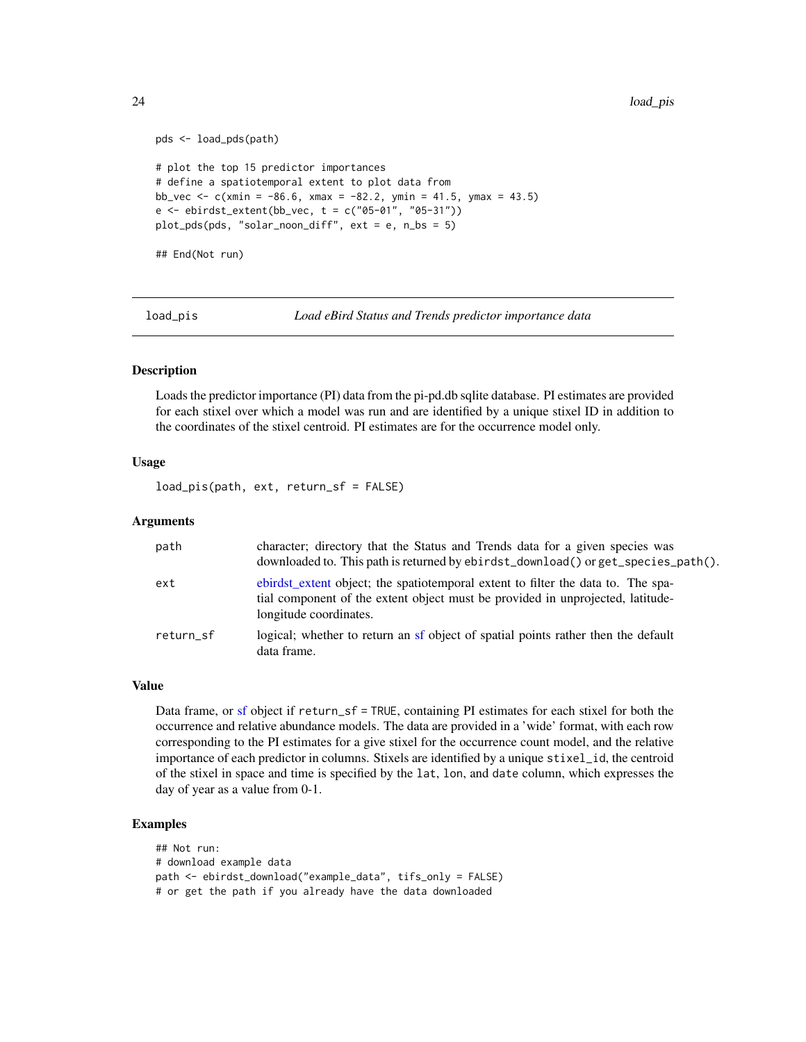```
pds <- load_pds(path)

# plot the top 15 predictor importances
# define a spatiotemporal extent to plot data from
bb_vec <- c(xmin = -86.6, xmax = -82.2, ymin = 41.5, ymax = 43.5)
e <- ebirdst_extent(bb_vec, t = c("05-01", "05-31"))
plot_pds(pds, "solar_noon_diff", ext = e, n_bs = 5)

## End(Not run)
```

---

## load_pis — *Load eBird Status and Trends predictor importance data*

### Description

Loads the predictor importance (PI) data from the pi-pd.db sqlite database. PI estimates are provided for each stixel over which a model was run and are identified by a unique stixel ID in addition to the coordinates of the stixel centroid. PI estimates are for the occurrence model only.

### Usage

```
load_pis(path, ext, return_sf = FALSE)
```

### Arguments

| Argument | Description |
|---|---|
| `path` | character; directory that the Status and Trends data for a given species was downloaded to. This path is returned by `ebirdst_download()` or `get_species_path()`. |
| `ext` | ebirdst_extent object; the spatiotemporal extent to filter the data to. The spatial component of the extent object must be provided in unprojected, latitude-longitude coordinates. |
| `return_sf` | logical; whether to return an sf object of spatial points rather then the default data frame. |

### Value

Data frame, or sf object if `return_sf = TRUE`, containing PI estimates for each stixel for both the occurrence and relative abundance models. The data are provided in a 'wide' format, with each row corresponding to the PI estimates for a give stixel for the occurrence count model, and the relative importance of each predictor in columns. Stixels are identified by a unique `stixel_id`, the centroid of the stixel in space and time is specified by the `lat`, `lon`, and `date` column, which expresses the day of year as a value from 0-1.

### Examples

```
## Not run:
# download example data
path <- ebirdst_download("example_data", tifs_only = FALSE)
# or get the path if you already have the data downloaded
```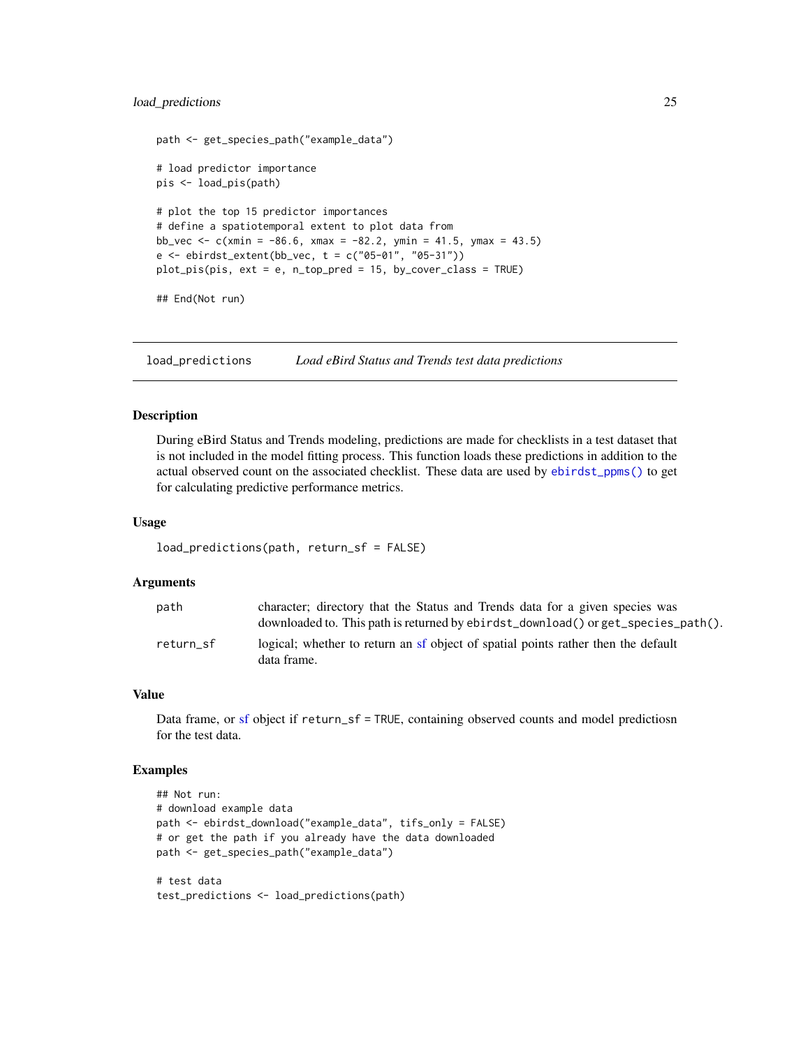```
path <- get_species_path("example_data")

# load predictor importance
pis <- load_pis(path)

# plot the top 15 predictor importances
# define a spatiotemporal extent to plot data from
bb_vec <- c(xmin = -86.6, xmax = -82.2, ymin = 41.5, ymax = 43.5)
e <- ebirdst_extent(bb_vec, t = c("05-01", "05-31"))
plot_pis(pis, ext = e, n_top_pred = 15, by_cover_class = TRUE)

## End(Not run)
```

## load_predictions — *Load eBird Status and Trends test data predictions*

### Description

During eBird Status and Trends modeling, predictions are made for checklists in a test dataset that is not included in the model fitting process. This function loads these predictions in addition to the actual observed count on the associated checklist. These data are used by `ebirdst_ppms()` to get for calculating predictive performance metrics.

### Usage

```
load_predictions(path, return_sf = FALSE)
```

### Arguments

| | |
|---|---|
| `path` | character; directory that the Status and Trends data for a given species was downloaded to. This path is returned by `ebirdst_download()` or `get_species_path()`. |
| `return_sf` | logical; whether to return an sf object of spatial points rather then the default data frame. |

### Value

Data frame, or sf object if `return_sf = TRUE`, containing observed counts and model predictiosn for the test data.

### Examples

```
## Not run:
# download example data
path <- ebirdst_download("example_data", tifs_only = FALSE)
# or get the path if you already have the data downloaded
path <- get_species_path("example_data")

# test data
test_predictions <- load_predictions(path)
```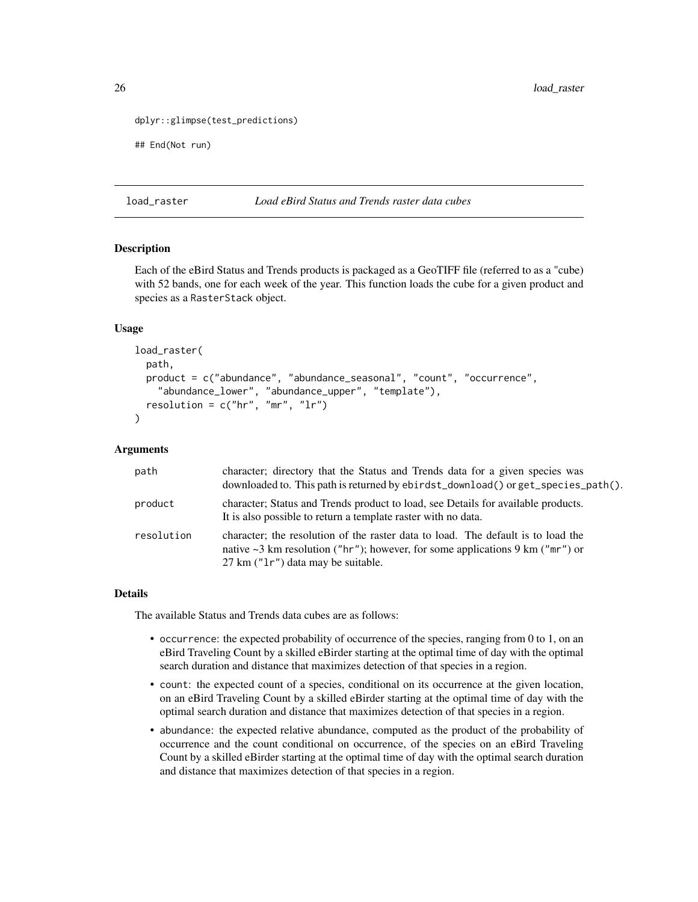```
dplyr::glimpse(test_predictions)

## End(Not run)
```

## load_raster — *Load eBird Status and Trends raster data cubes*

### Description

Each of the eBird Status and Trends products is packaged as a GeoTIFF file (referred to as a "cube) with 52 bands, one for each week of the year. This function loads the cube for a given product and species as a RasterStack object.

### Usage

```
load_raster(
  path,
  product = c("abundance", "abundance_seasonal", "count", "occurrence",
    "abundance_lower", "abundance_upper", "template"),
  resolution = c("hr", "mr", "lr")
)
```

### Arguments

| | |
|---|---|
| path | character; directory that the Status and Trends data for a given species was downloaded to. This path is returned by ebirdst_download() or get_species_path(). |
| product | character; Status and Trends product to load, see Details for available products. It is also possible to return a template raster with no data. |
| resolution | character; the resolution of the raster data to load. The default is to load the native ~3 km resolution ("hr"); however, for some applications 9 km ("mr") or 27 km ("lr") data may be suitable. |

### Details

The available Status and Trends data cubes are as follows:

- occurrence: the expected probability of occurrence of the species, ranging from 0 to 1, on an eBird Traveling Count by a skilled eBirder starting at the optimal time of day with the optimal search duration and distance that maximizes detection of that species in a region.
- count: the expected count of a species, conditional on its occurrence at the given location, on an eBird Traveling Count by a skilled eBirder starting at the optimal time of day with the optimal search duration and distance that maximizes detection of that species in a region.
- abundance: the expected relative abundance, computed as the product of the probability of occurrence and the count conditional on occurrence, of the species on an eBird Traveling Count by a skilled eBirder starting at the optimal time of day with the optimal search duration and distance that maximizes detection of that species in a region.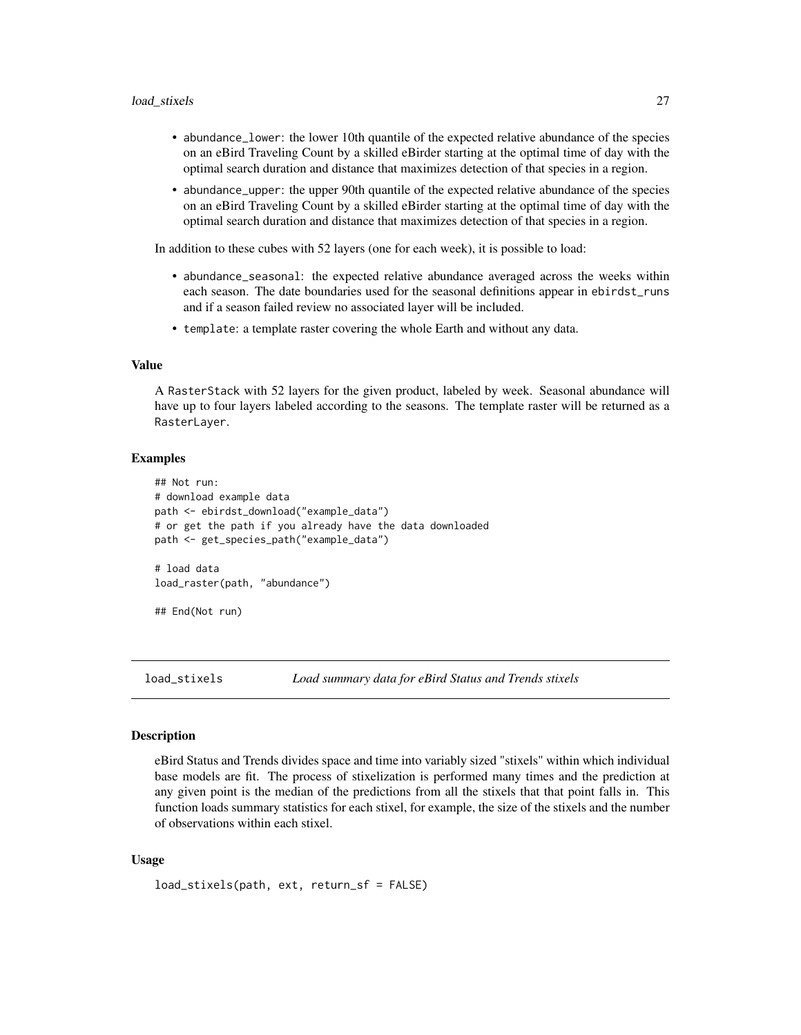- `abundance_lower`: the lower 10th quantile of the expected relative abundance of the species on an eBird Traveling Count by a skilled eBirder starting at the optimal time of day with the optimal search duration and distance that maximizes detection of that species in a region.
- `abundance_upper`: the upper 90th quantile of the expected relative abundance of the species on an eBird Traveling Count by a skilled eBirder starting at the optimal time of day with the optimal search duration and distance that maximizes detection of that species in a region.

In addition to these cubes with 52 layers (one for each week), it is possible to load:

- `abundance_seasonal`: the expected relative abundance averaged across the weeks within each season. The date boundaries used for the seasonal definitions appear in `ebirdst_runs` and if a season failed review no associated layer will be included.
- `template`: a template raster covering the whole Earth and without any data.

### Value

A `RasterStack` with 52 layers for the given product, labeled by week. Seasonal abundance will have up to four layers labeled according to the seasons. The template raster will be returned as a `RasterLayer`.

### Examples

```
## Not run:
# download example data
path <- ebirdst_download("example_data")
# or get the path if you already have the data downloaded
path <- get_species_path("example_data")

# load data
load_raster(path, "abundance")

## End(Not run)
```

---

## load_stixels — *Load summary data for eBird Status and Trends stixels*

### Description

eBird Status and Trends divides space and time into variably sized "stixels" within which individual base models are fit. The process of stixelization is performed many times and the prediction at any given point is the median of the predictions from all the stixels that that point falls in. This function loads summary statistics for each stixel, for example, the size of the stixels and the number of observations within each stixel.

### Usage

```
load_stixels(path, ext, return_sf = FALSE)
```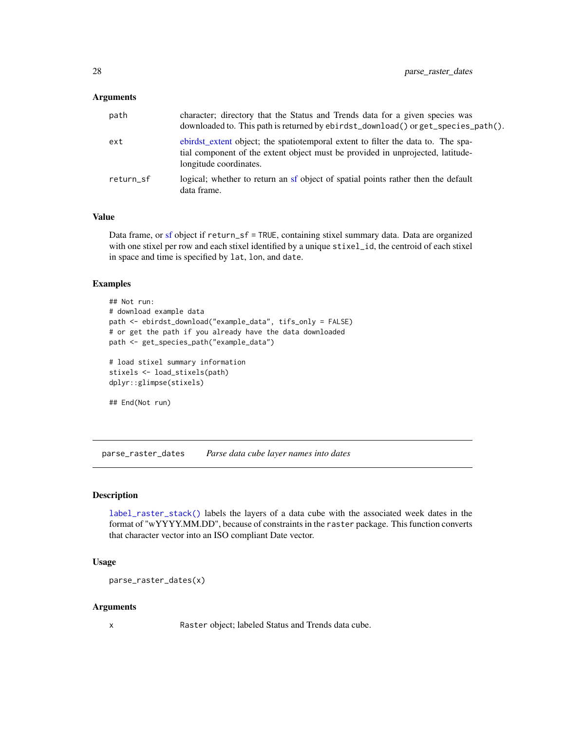### Arguments

| | |
|---|---|
| path | character; directory that the Status and Trends data for a given species was downloaded to. This path is returned by `ebirdst_download()` or `get_species_path()`. |
| ext | ebirdst_extent object; the spatiotemporal extent to filter the data to. The spatial component of the extent object must be provided in unprojected, latitude-longitude coordinates. |
| return_sf | logical; whether to return an sf object of spatial points rather then the default data frame. |

### Value

Data frame, or sf object if `return_sf = TRUE`, containing stixel summary data. Data are organized with one stixel per row and each stixel identified by a unique `stixel_id`, the centroid of each stixel in space and time is specified by `lat`, `lon`, and `date`.

### Examples

```
## Not run:
# download example data
path <- ebirdst_download("example_data", tifs_only = FALSE)
# or get the path if you already have the data downloaded
path <- get_species_path("example_data")

# load stixel summary information
stixels <- load_stixels(path)
dplyr::glimpse(stixels)

## End(Not run)
```

---

## parse_raster_dates — *Parse data cube layer names into dates*

### Description

`label_raster_stack()` labels the layers of a data cube with the associated week dates in the format of "wYYYY.MM.DD", because of constraints in the `raster` package. This function converts that character vector into an ISO compliant Date vector.

### Usage

```
parse_raster_dates(x)
```

### Arguments

| | |
|---|---|
| x | `Raster` object; labeled Status and Trends data cube. |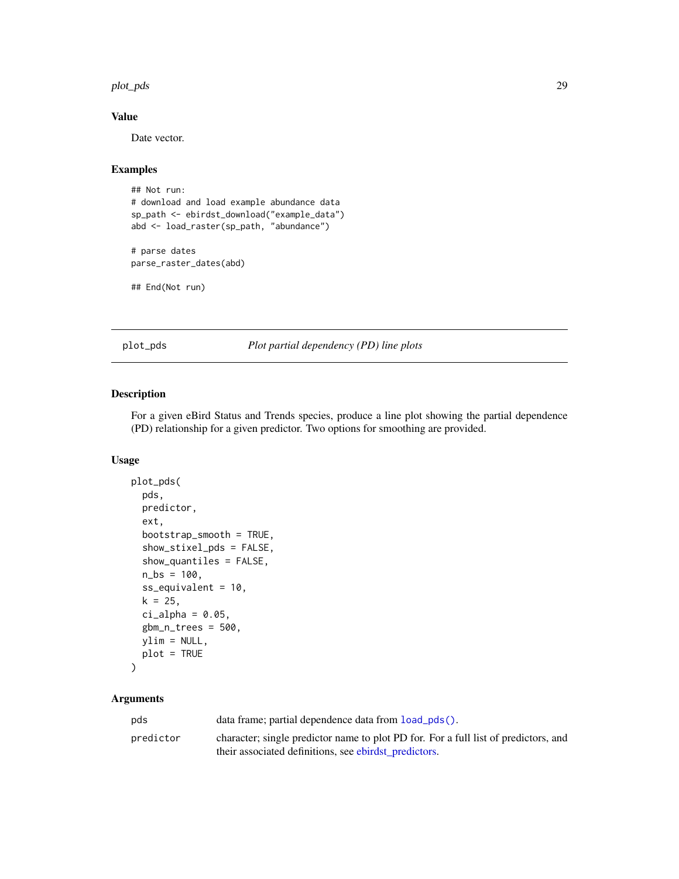### Value

Date vector.

### Examples

```
## Not run:
# download and load example abundance data
sp_path <- ebirdst_download("example_data")
abd <- load_raster(sp_path, "abundance")

# parse dates
parse_raster_dates(abd)

## End(Not run)
```

---

## plot_pds — *Plot partial dependency (PD) line plots*

---

### Description

For a given eBird Status and Trends species, produce a line plot showing the partial dependence (PD) relationship for a given predictor. Two options for smoothing are provided.

### Usage

```
plot_pds(
  pds,
  predictor,
  ext,
  bootstrap_smooth = TRUE,
  show_stixel_pds = FALSE,
  show_quantiles = FALSE,
  n_bs = 100,
  ss_equivalent = 10,
  k = 25,
  ci_alpha = 0.05,
  gbm_n_trees = 500,
  ylim = NULL,
  plot = TRUE
)
```

### Arguments

| | |
|---|---|
| `pds` | data frame; partial dependence data from `load_pds()`. |
| `predictor` | character; single predictor name to plot PD for. For a full list of predictors, and their associated definitions, see ebirdst_predictors. |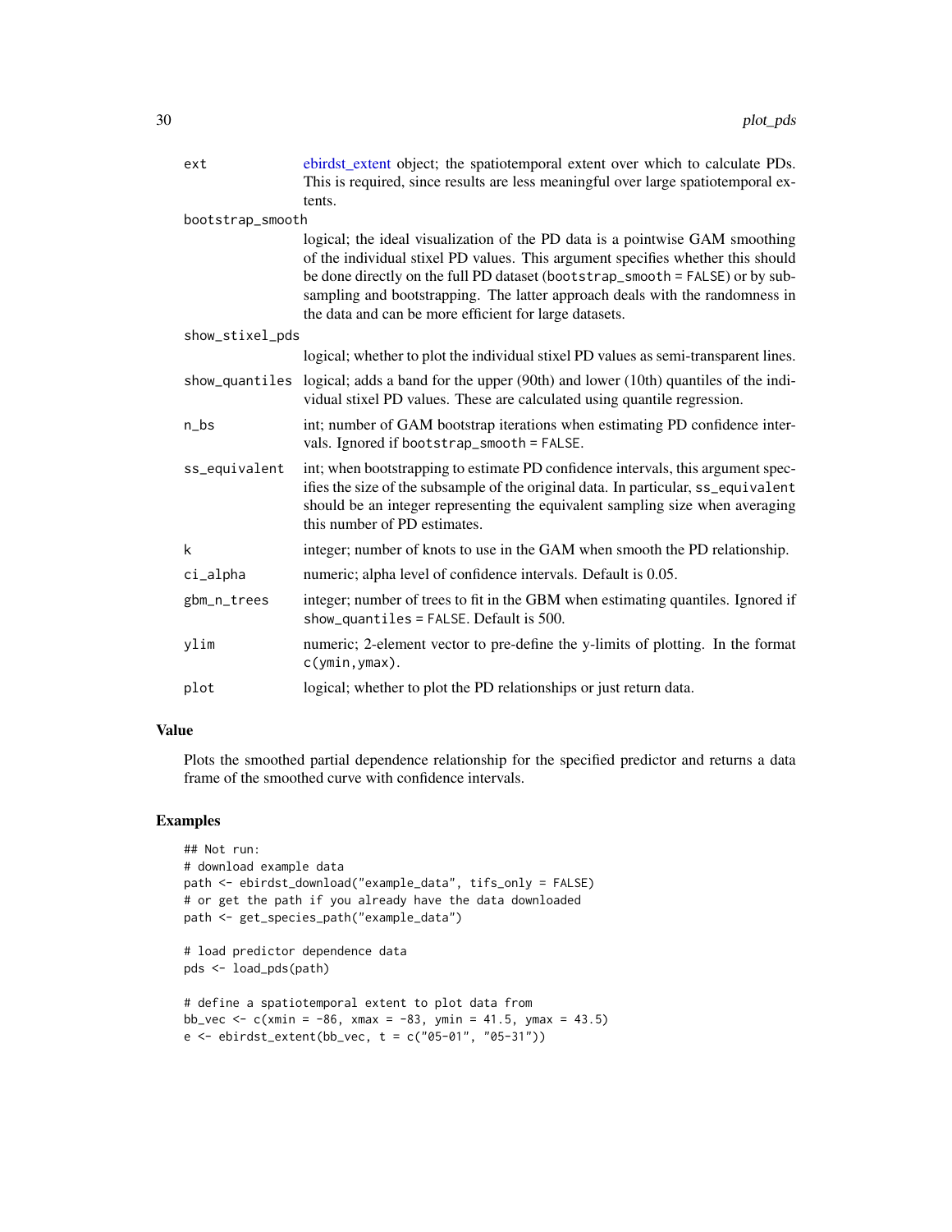| | |
|---|---|
| ext | ebirdst_extent object; the spatiotemporal extent over which to calculate PDs. This is required, since results are less meaningful over large spatiotemporal extents. |
| bootstrap_smooth | logical; the ideal visualization of the PD data is a pointwise GAM smoothing of the individual stixel PD values. This argument specifies whether this should be done directly on the full PD dataset (bootstrap_smooth = FALSE) or by subsampling and bootstrapping. The latter approach deals with the randomness in the data and can be more efficient for large datasets. |
| show_stixel_pds | logical; whether to plot the individual stixel PD values as semi-transparent lines. |
| show_quantiles | logical; adds a band for the upper (90th) and lower (10th) quantiles of the individual stixel PD values. These are calculated using quantile regression. |
| n_bs | int; number of GAM bootstrap iterations when estimating PD confidence intervals. Ignored if bootstrap_smooth = FALSE. |
| ss_equivalent | int; when bootstrapping to estimate PD confidence intervals, this argument specifies the size of the subsample of the original data. In particular, ss_equivalent should be an integer representing the equivalent sampling size when averaging this number of PD estimates. |
| k | integer; number of knots to use in the GAM when smooth the PD relationship. |
| ci_alpha | numeric; alpha level of confidence intervals. Default is 0.05. |
| gbm_n_trees | integer; number of trees to fit in the GBM when estimating quantiles. Ignored if show_quantiles = FALSE. Default is 500. |
| ylim | numeric; 2-element vector to pre-define the y-limits of plotting. In the format c(ymin,ymax). |
| plot | logical; whether to plot the PD relationships or just return data. |

## Value

Plots the smoothed partial dependence relationship for the specified predictor and returns a data frame of the smoothed curve with confidence intervals.

## Examples

```
## Not run:
# download example data
path <- ebirdst_download("example_data", tifs_only = FALSE)
# or get the path if you already have the data downloaded
path <- get_species_path("example_data")

# load predictor dependence data
pds <- load_pds(path)

# define a spatiotemporal extent to plot data from
bb_vec <- c(xmin = -86, xmax = -83, ymin = 41.5, ymax = 43.5)
e <- ebirdst_extent(bb_vec, t = c("05-01", "05-31"))
```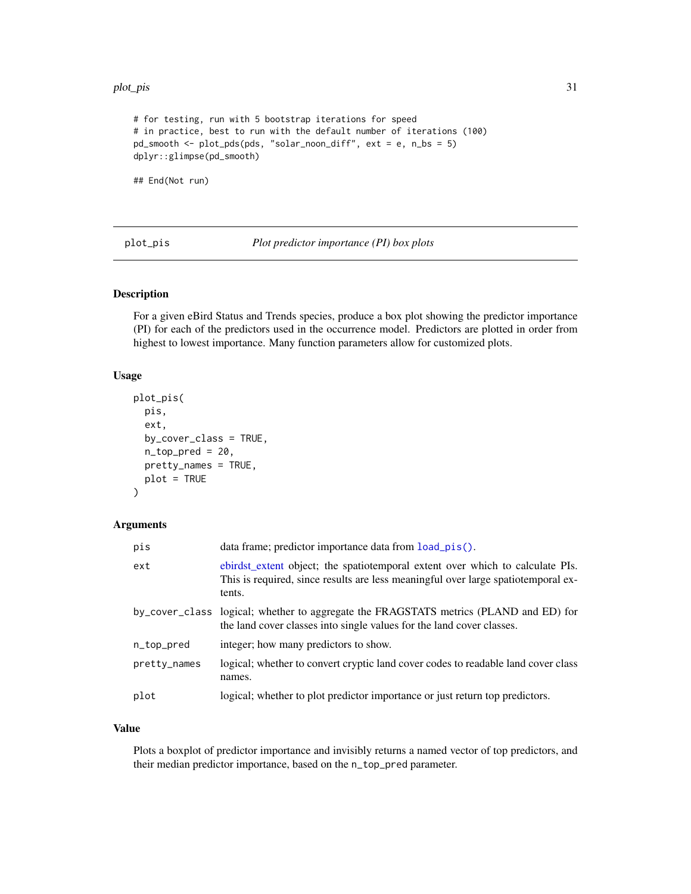```
# for testing, run with 5 bootstrap iterations for speed
# in practice, best to run with the default number of iterations (100)
pd_smooth <- plot_pds(pds, "solar_noon_diff", ext = e, n_bs = 5)
dplyr::glimpse(pd_smooth)

## End(Not run)
```

## plot_pis — *Plot predictor importance (PI) box plots*

### Description

For a given eBird Status and Trends species, produce a box plot showing the predictor importance (PI) for each of the predictors used in the occurrence model. Predictors are plotted in order from highest to lowest importance. Many function parameters allow for customized plots.

### Usage

```
plot_pis(
  pis,
  ext,
  by_cover_class = TRUE,
  n_top_pred = 20,
  pretty_names = TRUE,
  plot = TRUE
)
```

### Arguments

| | |
|---|---|
| `pis` | data frame; predictor importance data from `load_pis()`. |
| `ext` | ebirdst_extent object; the spatiotemporal extent over which to calculate PIs. This is required, since results are less meaningful over large spatiotemporal extents. |
| `by_cover_class` | logical; whether to aggregate the FRAGSTATS metrics (PLAND and ED) for the land cover classes into single values for the land cover classes. |
| `n_top_pred` | integer; how many predictors to show. |
| `pretty_names` | logical; whether to convert cryptic land cover codes to readable land cover class names. |
| `plot` | logical; whether to plot predictor importance or just return top predictors. |

### Value

Plots a boxplot of predictor importance and invisibly returns a named vector of top predictors, and their median predictor importance, based on the `n_top_pred` parameter.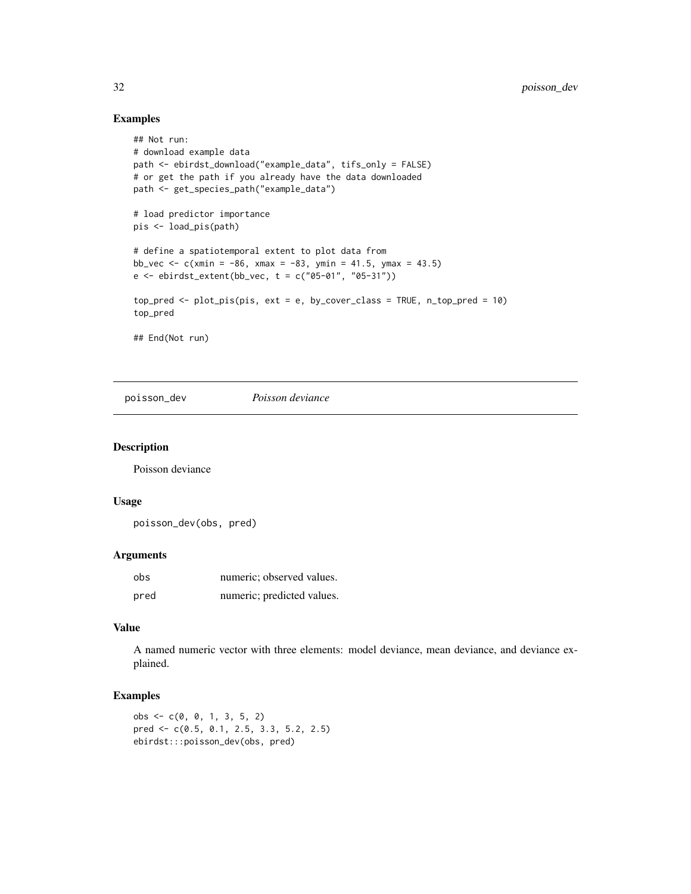## Examples

```
## Not run:
# download example data
path <- ebirdst_download("example_data", tifs_only = FALSE)
# or get the path if you already have the data downloaded
path <- get_species_path("example_data")

# load predictor importance
pis <- load_pis(path)

# define a spatiotemporal extent to plot data from
bb_vec <- c(xmin = -86, xmax = -83, ymin = 41.5, ymax = 43.5)
e <- ebirdst_extent(bb_vec, t = c("05-01", "05-31"))

top_pred <- plot_pis(pis, ext = e, by_cover_class = TRUE, n_top_pred = 10)
top_pred

## End(Not run)
```

# poisson_dev *Poisson deviance*

## Description

Poisson deviance

## Usage

```
poisson_dev(obs, pred)
```

## Arguments

| | |
|---|---|
| obs | numeric; observed values. |
| pred | numeric; predicted values. |

## Value

A named numeric vector with three elements: model deviance, mean deviance, and deviance explained.

## Examples

```
obs <- c(0, 0, 1, 3, 5, 2)
pred <- c(0.5, 0.1, 2.5, 3.3, 5.2, 2.5)
ebirdst:::poisson_dev(obs, pred)
```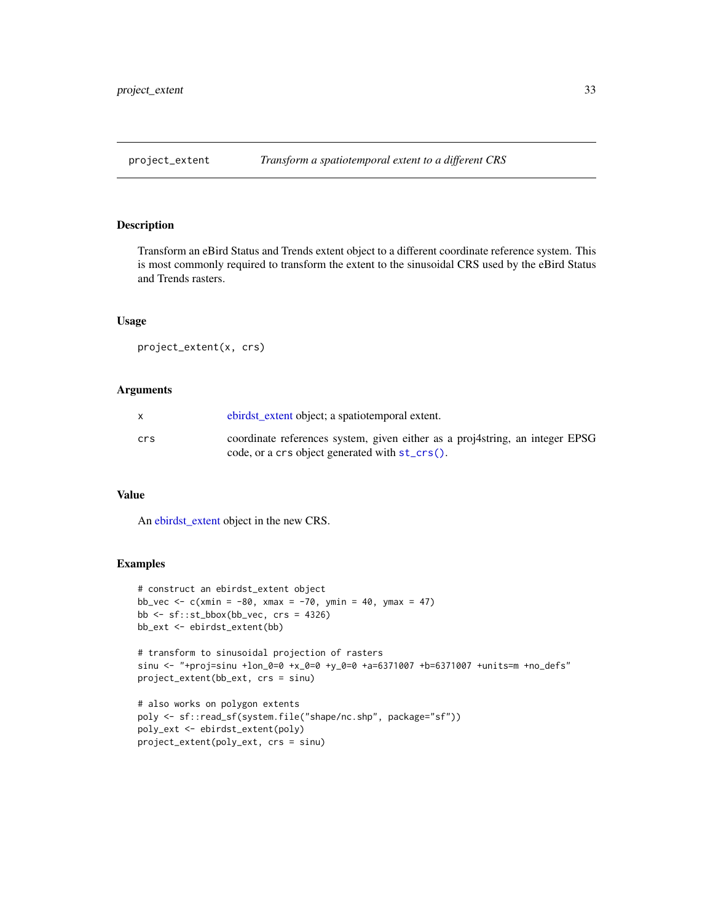# project_extent — *Transform a spatiotemporal extent to a different CRS*

## Description

Transform an eBird Status and Trends extent object to a different coordinate reference system. This is most commonly required to transform the extent to the sinusoidal CRS used by the eBird Status and Trends rasters.

## Usage

```
project_extent(x, crs)
```

## Arguments

| | |
|---|---|
| x | ebirdst_extent object; a spatiotemporal extent. |
| crs | coordinate references system, given either as a proj4string, an integer EPSG code, or a `crs` object generated with `st_crs()`. |

## Value

An ebirdst_extent object in the new CRS.

## Examples

```
# construct an ebirdst_extent object
bb_vec <- c(xmin = -80, xmax = -70, ymin = 40, ymax = 47)
bb <- sf::st_bbox(bb_vec, crs = 4326)
bb_ext <- ebirdst_extent(bb)

# transform to sinusoidal projection of rasters
sinu <- "+proj=sinu +lon_0=0 +x_0=0 +y_0=0 +a=6371007 +b=6371007 +units=m +no_defs"
project_extent(bb_ext, crs = sinu)

# also works on polygon extents
poly <- sf::read_sf(system.file("shape/nc.shp", package="sf"))
poly_ext <- ebirdst_extent(poly)
project_extent(poly_ext, crs = sinu)
```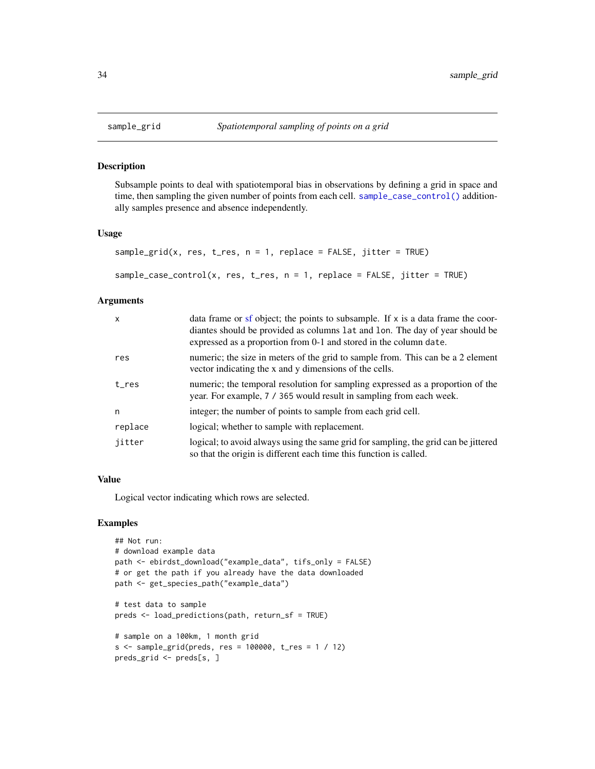# sample_grid — *Spatiotemporal sampling of points on a grid*

## Description

Subsample points to deal with spatiotemporal bias in observations by defining a grid in space and time, then sampling the given number of points from each cell. `sample_case_control()` additionally samples presence and absence independently.

## Usage

```
sample_grid(x, res, t_res, n = 1, replace = FALSE, jitter = TRUE)

sample_case_control(x, res, t_res, n = 1, replace = FALSE, jitter = TRUE)
```

## Arguments

| Argument | Description |
| --- | --- |
| `x` | data frame or sf object; the points to subsample. If `x` is a data frame the coordiantes should be provided as columns `lat` and `lon`. The day of year should be expressed as a proportion from 0-1 and stored in the column `date`. |
| `res` | numeric; the size in meters of the grid to sample from. This can be a 2 element vector indicating the x and y dimensions of the cells. |
| `t_res` | numeric; the temporal resolution for sampling expressed as a proportion of the year. For example, `7 / 365` would result in sampling from each week. |
| `n` | integer; the number of points to sample from each grid cell. |
| `replace` | logical; whether to sample with replacement. |
| `jitter` | logical; to avoid always using the same grid for sampling, the grid can be jittered so that the origin is different each time this function is called. |

## Value

Logical vector indicating which rows are selected.

## Examples

```
## Not run:
# download example data
path <- ebirdst_download("example_data", tifs_only = FALSE)
# or get the path if you already have the data downloaded
path <- get_species_path("example_data")

# test data to sample
preds <- load_predictions(path, return_sf = TRUE)

# sample on a 100km, 1 month grid
s <- sample_grid(preds, res = 100000, t_res = 1 / 12)
preds_grid <- preds[s, ]
```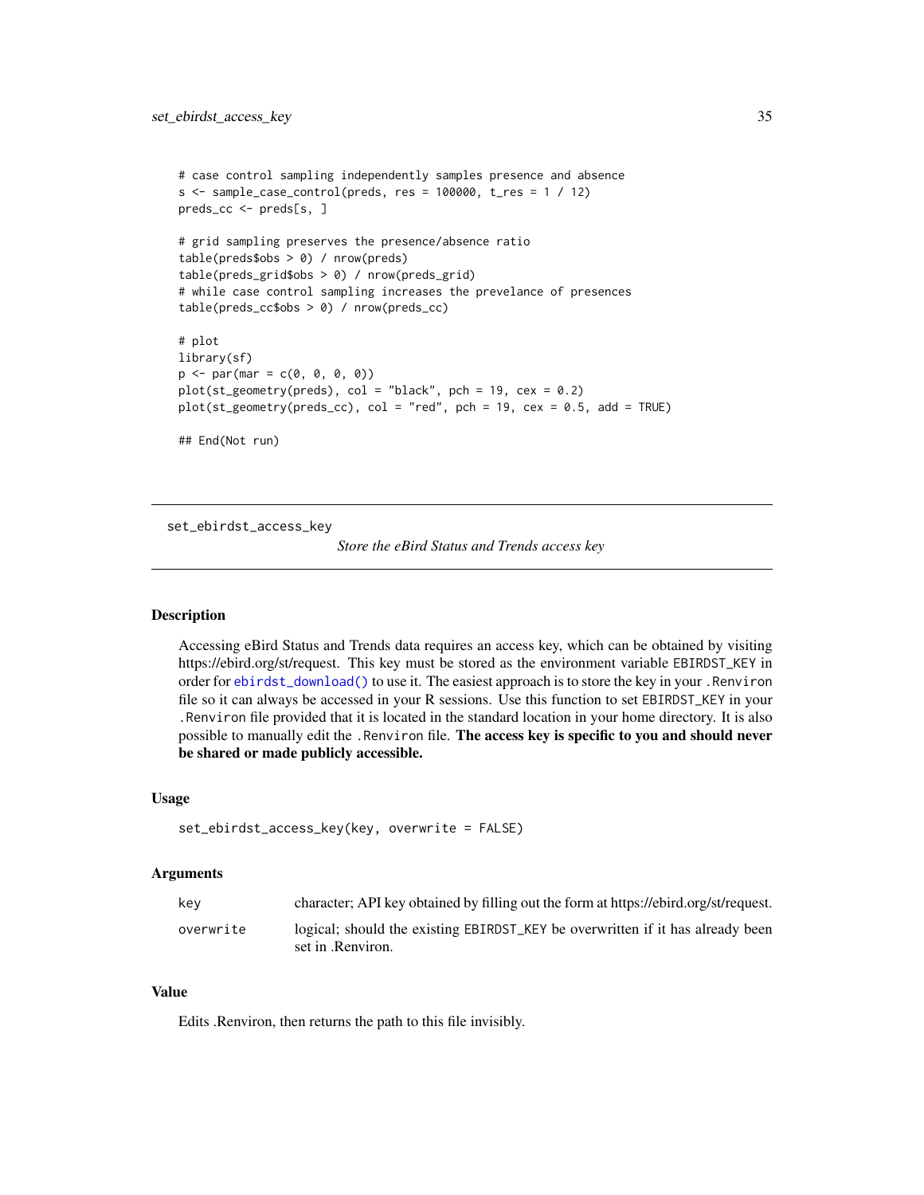```
# case control sampling independently samples presence and absence
s <- sample_case_control(preds, res = 100000, t_res = 1 / 12)
preds_cc <- preds[s, ]

# grid sampling preserves the presence/absence ratio
table(preds$obs > 0) / nrow(preds)
table(preds_grid$obs > 0) / nrow(preds_grid)
# while case control sampling increases the prevelance of presences
table(preds_cc$obs > 0) / nrow(preds_cc)

# plot
library(sf)
p <- par(mar = c(0, 0, 0, 0))
plot(st_geometry(preds), col = "black", pch = 19, cex = 0.2)
plot(st_geometry(preds_cc), col = "red", pch = 19, cex = 0.5, add = TRUE)

## End(Not run)
```

---

## set_ebirdst_access_key

*Store the eBird Status and Trends access key*

---

### Description

Accessing eBird Status and Trends data requires an access key, which can be obtained by visiting https://ebird.org/st/request. This key must be stored as the environment variable `EBIRDST_KEY` in order for `ebirdst_download()` to use it. The easiest approach is to store the key in your `.Renviron` file so it can always be accessed in your R sessions. Use this function to set `EBIRDST_KEY` in your `.Renviron` file provided that it is located in the standard location in your home directory. It is also possible to manually edit the `.Renviron` file. **The access key is specific to you and should never be shared or made publicly accessible.**

### Usage

```
set_ebirdst_access_key(key, overwrite = FALSE)
```

### Arguments

| | |
|---|---|
| `key` | character; API key obtained by filling out the form at https://ebird.org/st/request. |
| `overwrite` | logical; should the existing `EBIRDST_KEY` be overwritten if it has already been set in .Renviron. |

### Value

Edits .Renviron, then returns the path to this file invisibly.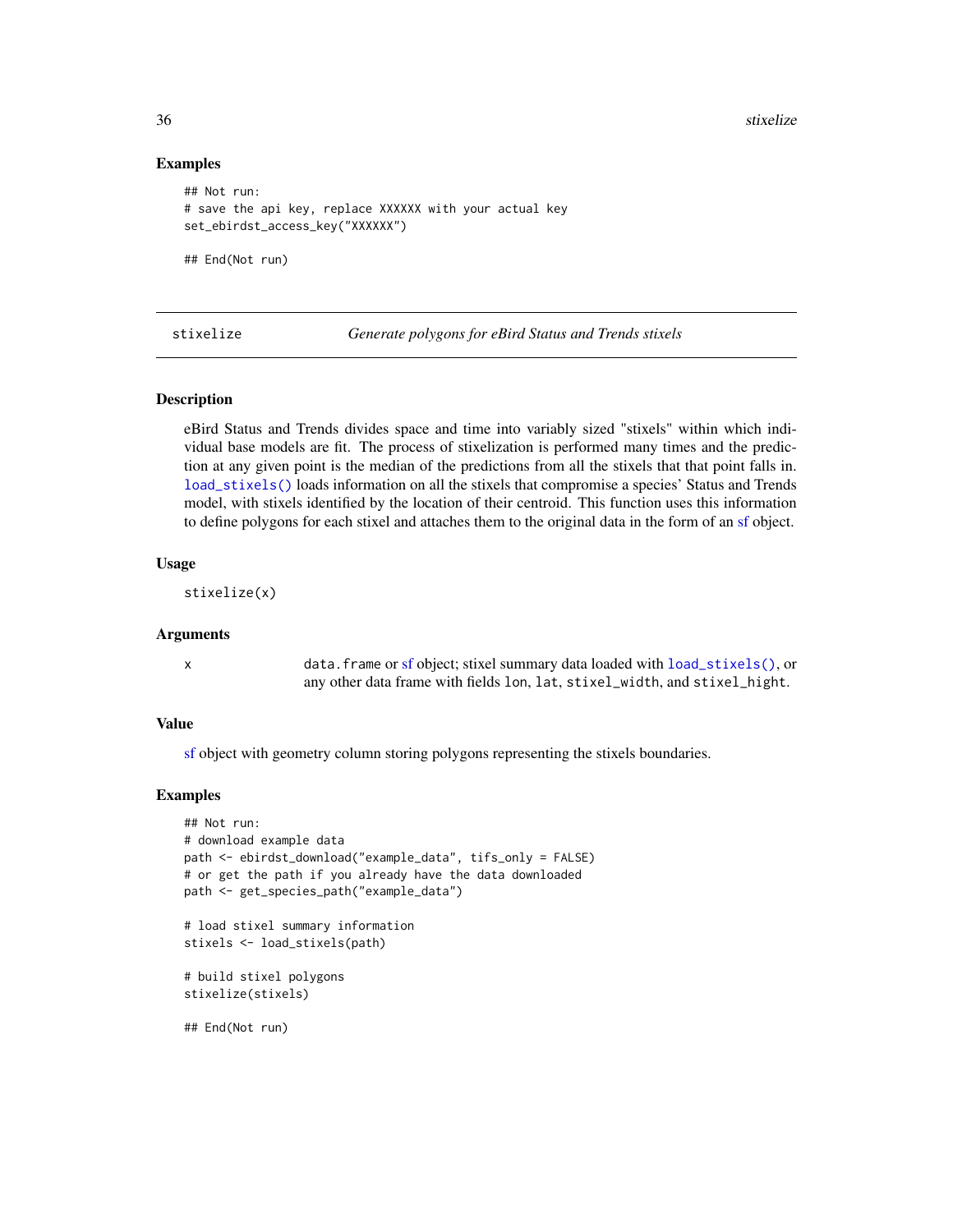### Examples

```
## Not run:
# save the api key, replace XXXXXX with your actual key
set_ebirdst_access_key("XXXXXX")

## End(Not run)
```

---

## stixelize *Generate polygons for eBird Status and Trends stixels*

### Description

eBird Status and Trends divides space and time into variably sized "stixels" within which individual base models are fit. The process of stixelization is performed many times and the prediction at any given point is the median of the predictions from all the stixels that that point falls in. load_stixels() loads information on all the stixels that compromise a species' Status and Trends model, with stixels identified by the location of their centroid. This function uses this information to define polygons for each stixel and attaches them to the original data in the form of an sf object.

### Usage

```
stixelize(x)
```

### Arguments

| | |
|---|---|
| x | data.frame or sf object; stixel summary data loaded with load_stixels(), or any other data frame with fields lon, lat, stixel_width, and stixel_hight. |

### Value

sf object with geometry column storing polygons representing the stixels boundaries.

### Examples

```
## Not run:
# download example data
path <- ebirdst_download("example_data", tifs_only = FALSE)
# or get the path if you already have the data downloaded
path <- get_species_path("example_data")

# load stixel summary information
stixels <- load_stixels(path)

# build stixel polygons
stixelize(stixels)

## End(Not run)
```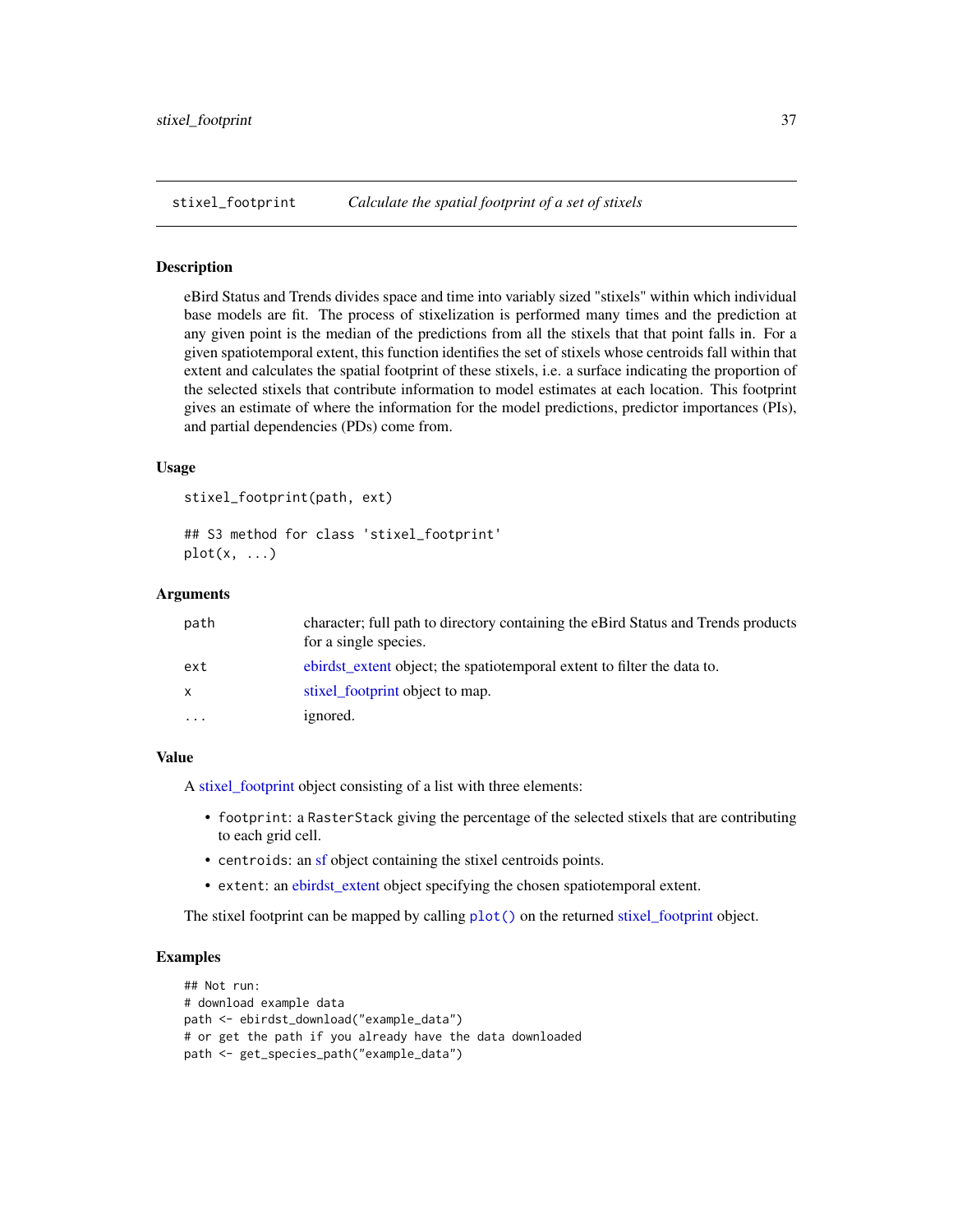## stixel_footprint — *Calculate the spatial footprint of a set of stixels*

### Description

eBird Status and Trends divides space and time into variably sized "stixels" within which individual base models are fit. The process of stixelization is performed many times and the prediction at any given point is the median of the predictions from all the stixels that that point falls in. For a given spatiotemporal extent, this function identifies the set of stixels whose centroids fall within that extent and calculates the spatial footprint of these stixels, i.e. a surface indicating the proportion of the selected stixels that contribute information to model estimates at each location. This footprint gives an estimate of where the information for the model predictions, predictor importances (PIs), and partial dependencies (PDs) come from.

### Usage

```
stixel_footprint(path, ext)

## S3 method for class 'stixel_footprint'
plot(x, ...)
```

### Arguments

| | |
|---|---|
| `path` | character; full path to directory containing the eBird Status and Trends products for a single species. |
| `ext` | ebirdst_extent object; the spatiotemporal extent to filter the data to. |
| `x` | stixel_footprint object to map. |
| `...` | ignored. |

### Value

A stixel_footprint object consisting of a list with three elements:

- `footprint`: a `RasterStack` giving the percentage of the selected stixels that are contributing to each grid cell.
- `centroids`: an sf object containing the stixel centroids points.
- `extent`: an ebirdst_extent object specifying the chosen spatiotemporal extent.

The stixel footprint can be mapped by calling `plot()` on the returned stixel_footprint object.

### Examples

```
## Not run:
# download example data
path <- ebirdst_download("example_data")
# or get the path if you already have the data downloaded
path <- get_species_path("example_data")
```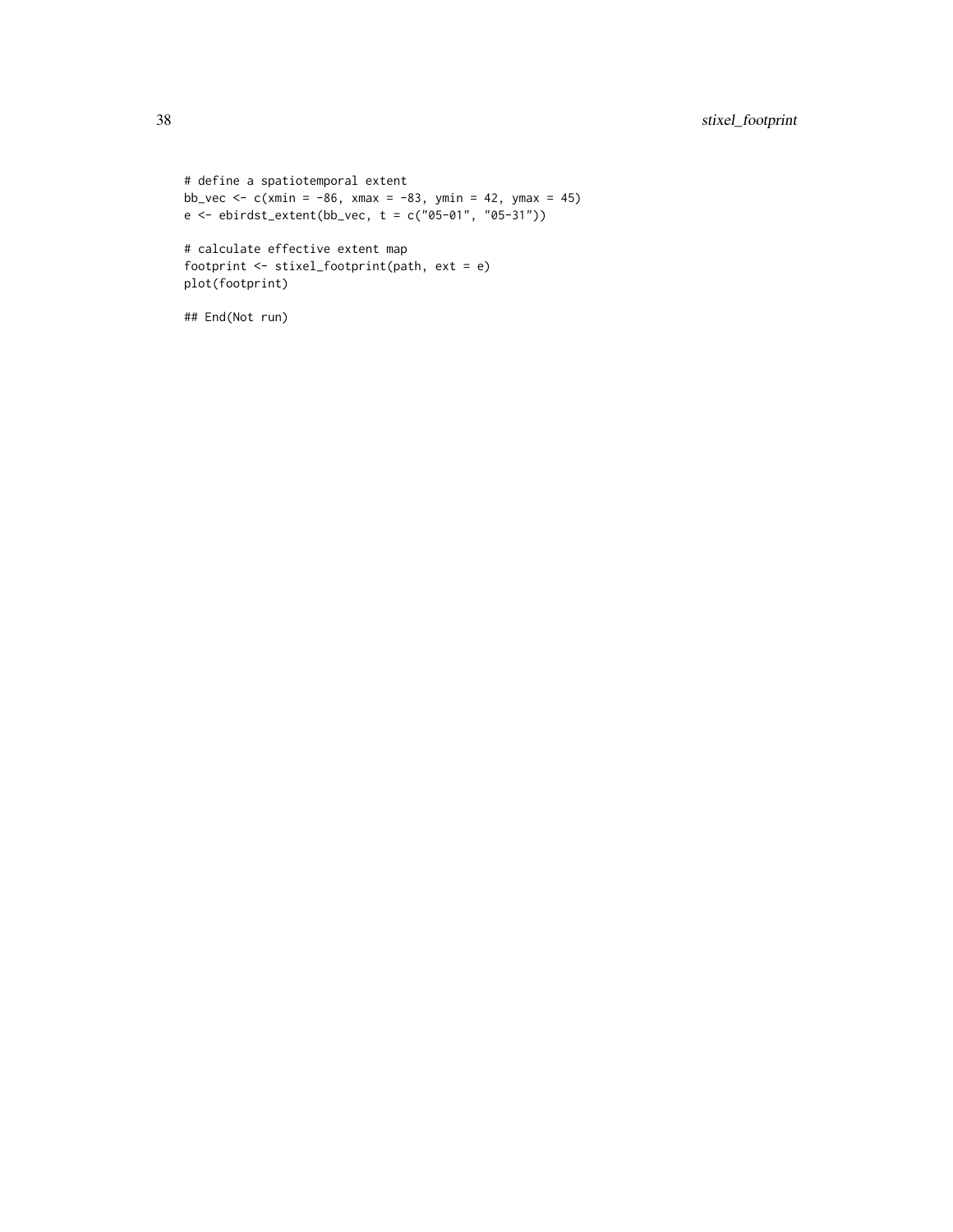```
# define a spatiotemporal extent
bb_vec <- c(xmin = -86, xmax = -83, ymin = 42, ymax = 45)
e <- ebirdst_extent(bb_vec, t = c("05-01", "05-31"))

# calculate effective extent map
footprint <- stixel_footprint(path, ext = e)
plot(footprint)

## End(Not run)
```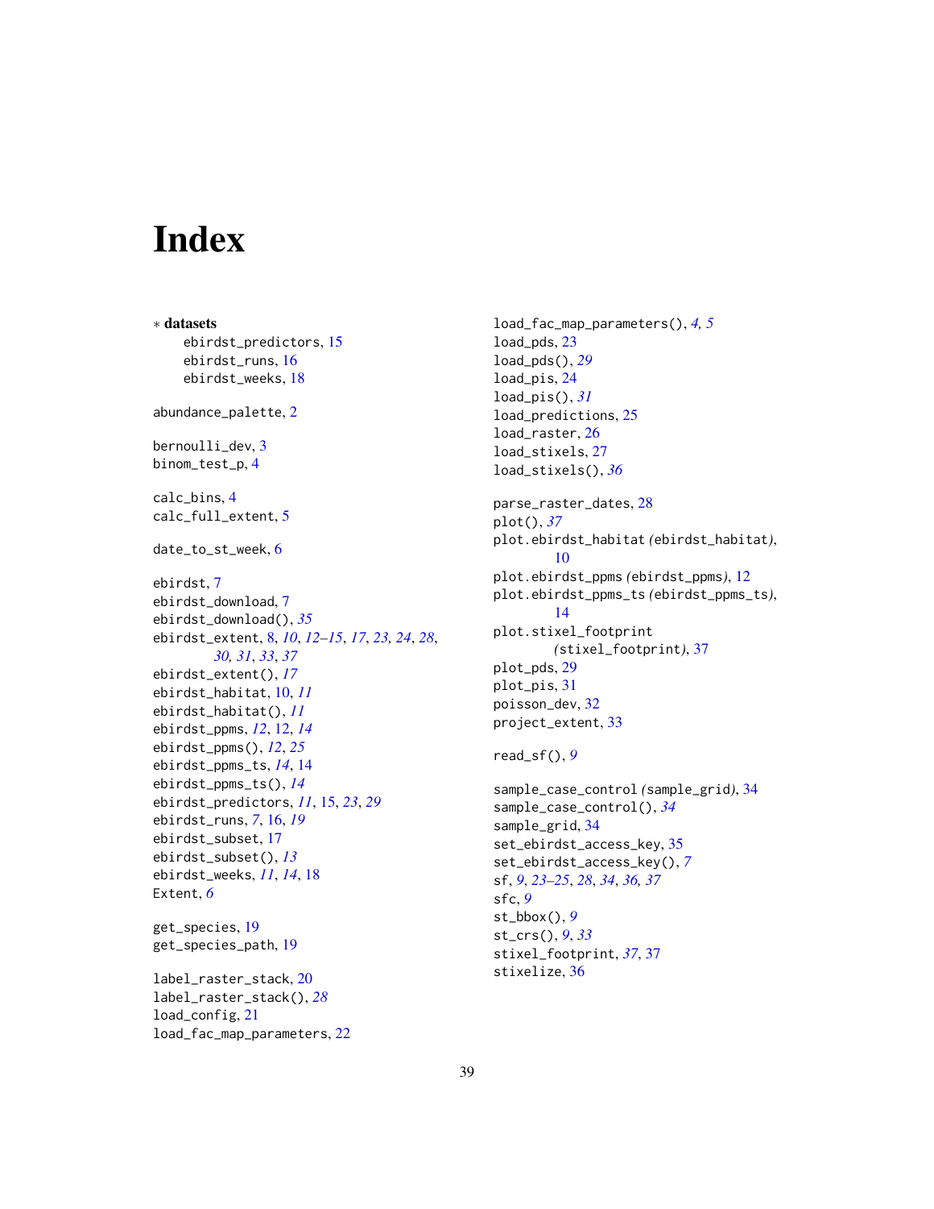# Index

∗ **datasets**
- ebirdst_predictors, 15
- ebirdst_runs, 16
- ebirdst_weeks, 18

abundance_palette, 2

bernoulli_dev, 3
binom_test_p, 4

calc_bins, 4
calc_full_extent, 5

date_to_st_week, 6

ebirdst, 7
ebirdst_download, 7
ebirdst_download(), *35*
ebirdst_extent, 8, *10*, *12–15*, *17*, *23*, *24*, *28*, *30*, *31*, *33*, *37*
ebirdst_extent(), *17*
ebirdst_habitat, 10, *11*
ebirdst_habitat(), *11*
ebirdst_ppms, *12*, 12, *14*
ebirdst_ppms(), *12*, *25*
ebirdst_ppms_ts, *14*, 14
ebirdst_ppms_ts(), *14*
ebirdst_predictors, *11*, 15, *23*, *29*
ebirdst_runs, *7*, 16, *19*
ebirdst_subset, 17
ebirdst_subset(), *13*
ebirdst_weeks, *11*, *14*, 18
Extent, *6*

get_species, 19
get_species_path, 19

label_raster_stack, 20
label_raster_stack(), *28*
load_config, 21
load_fac_map_parameters, 22
load_fac_map_parameters(), *4*, *5*
load_pds, 23
load_pds(), *29*
load_pis, 24
load_pis(), *31*
load_predictions, 25
load_raster, 26
load_stixels, 27
load_stixels(), *36*

parse_raster_dates, 28
plot(), *37*
plot.ebirdst_habitat *(ebirdst_habitat)*, 10
plot.ebirdst_ppms *(ebirdst_ppms)*, 12
plot.ebirdst_ppms_ts *(ebirdst_ppms_ts)*, 14
plot.stixel_footprint *(stixel_footprint)*, 37
plot_pds, 29
plot_pis, 31
poisson_dev, 32
project_extent, 33

read_sf(), *9*

sample_case_control *(sample_grid)*, 34
sample_case_control(), *34*
sample_grid, 34
set_ebirdst_access_key, 35
set_ebirdst_access_key(), *7*
sf, *9*, *23–25*, *28*, *34*, *36*, *37*
sfc, *9*
st_bbox(), *9*
st_crs(), *9*, *33*
stixel_footprint, *37*, 37
stixelize, 36